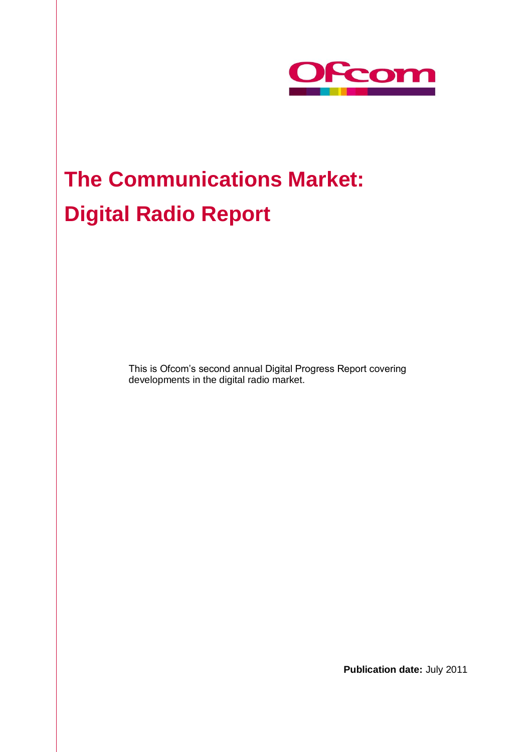Ofcom

# The Communications Market: Digital Radio Report

This is Ofcom's second annual Digital Progress Report covering developments in the digital radio market.

**Publication date:** July 2011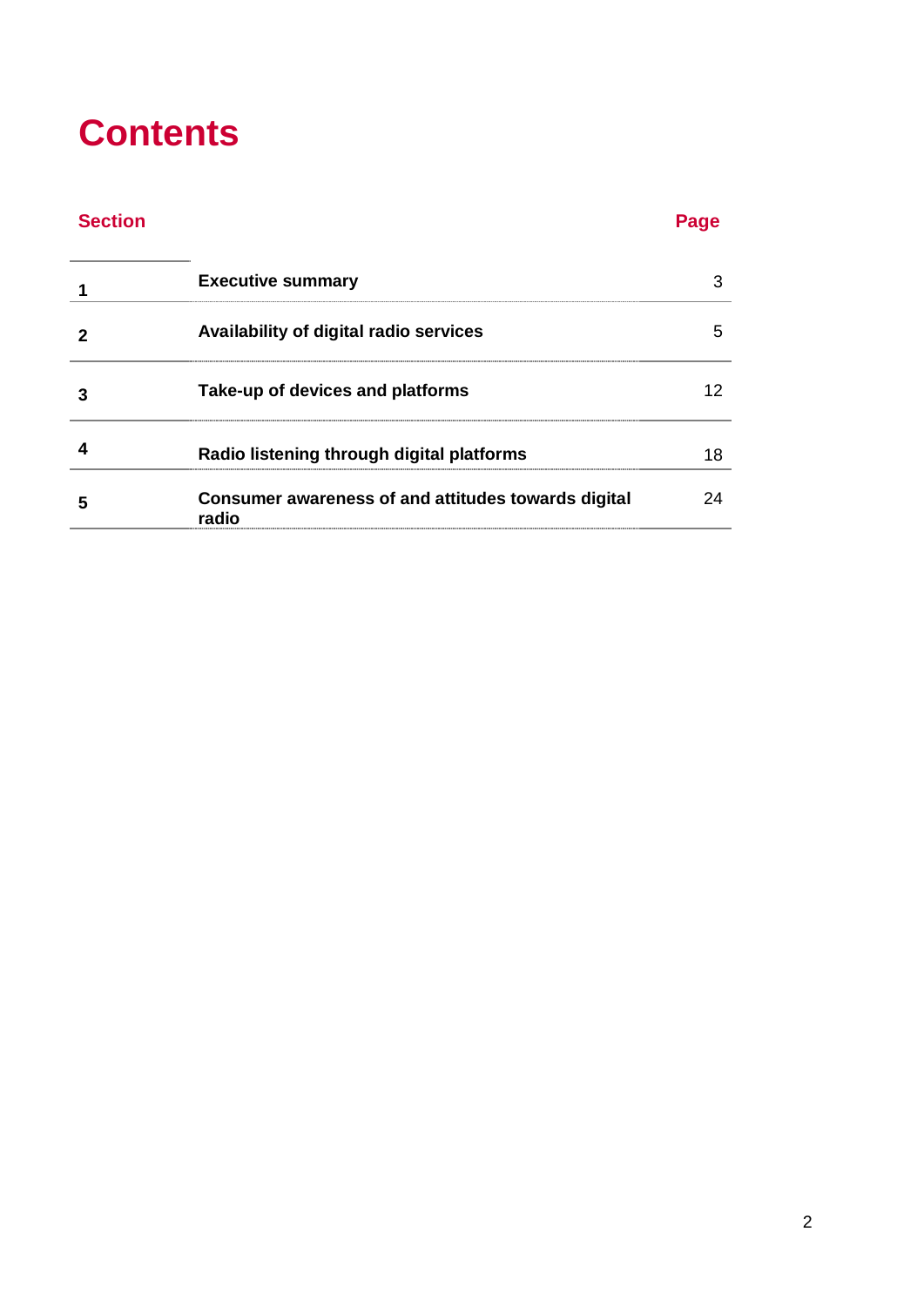# Contents

| Section | | Page |
|---|---|---|
| 1 | **Executive summary** | 3 |
| 2 | **Availability of digital radio services** | 5 |
| 3 | **Take-up of devices and platforms** | 12 |
| 4 | **Radio listening through digital platforms** | 18 |
| 5 | **Consumer awareness of and attitudes towards digital radio** | 24 |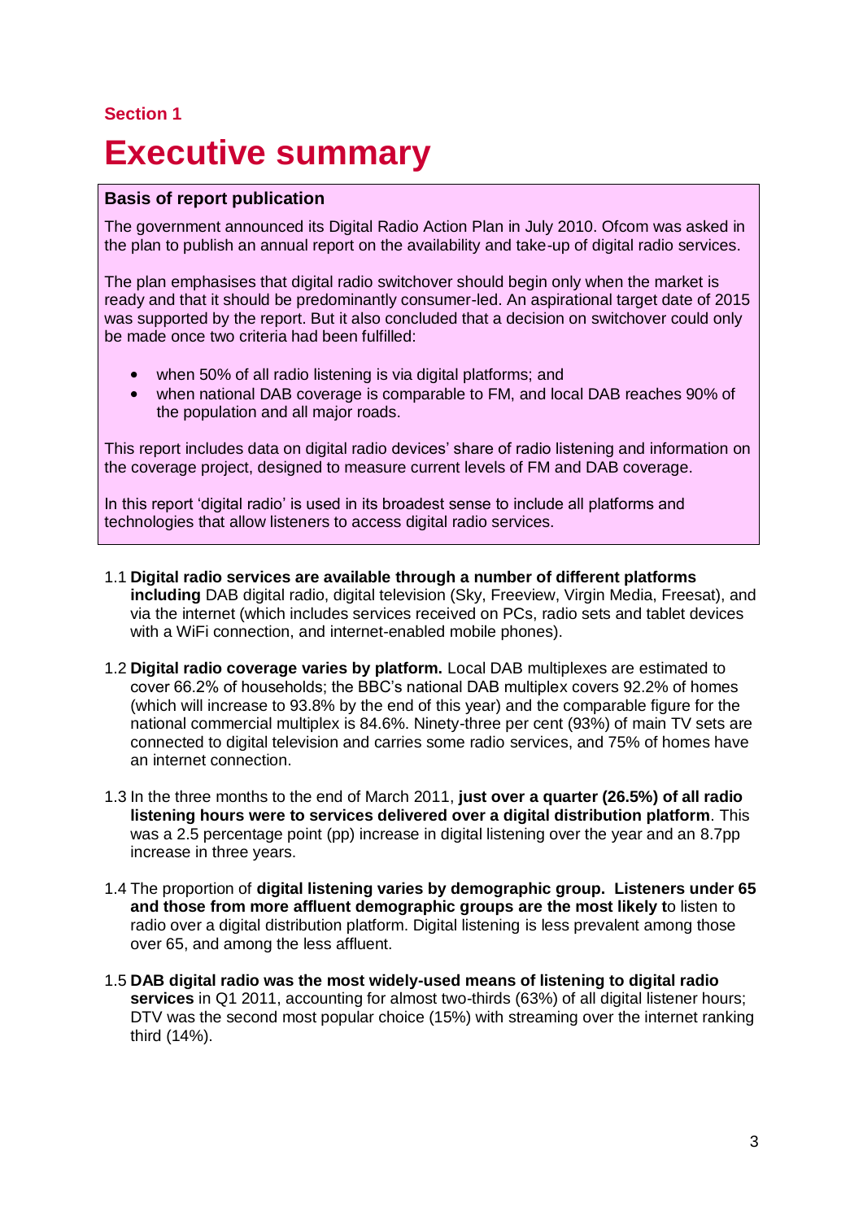Section 1

# Executive summary

**Basis of report publication**

The government announced its Digital Radio Action Plan in July 2010. Ofcom was asked in the plan to publish an annual report on the availability and take-up of digital radio services.

The plan emphasises that digital radio switchover should begin only when the market is ready and that it should be predominantly consumer-led. An aspirational target date of 2015 was supported by the report. But it also concluded that a decision on switchover could only be made once two criteria had been fulfilled:

- when 50% of all radio listening is via digital platforms; and
- when national DAB coverage is comparable to FM, and local DAB reaches 90% of the population and all major roads.

This report includes data on digital radio devices' share of radio listening and information on the coverage project, designed to measure current levels of FM and DAB coverage.

In this report 'digital radio' is used in its broadest sense to include all platforms and technologies that allow listeners to access digital radio services.

1.1 **Digital radio services are available through a number of different platforms including** DAB digital radio, digital television (Sky, Freeview, Virgin Media, Freesat), and via the internet (which includes services received on PCs, radio sets and tablet devices with a WiFi connection, and internet-enabled mobile phones).

1.2 **Digital radio coverage varies by platform.** Local DAB multiplexes are estimated to cover 66.2% of households; the BBC's national DAB multiplex covers 92.2% of homes (which will increase to 93.8% by the end of this year) and the comparable figure for the national commercial multiplex is 84.6%. Ninety-three per cent (93%) of main TV sets are connected to digital television and carries some radio services, and 75% of homes have an internet connection.

1.3 In the three months to the end of March 2011, **just over a quarter (26.5%) of all radio listening hours were to services delivered over a digital distribution platform**. This was a 2.5 percentage point (pp) increase in digital listening over the year and an 8.7pp increase in three years.

1.4 The proportion of **digital listening varies by demographic group. Listeners under 65 and those from more affluent demographic groups are the most likely t**o listen to radio over a digital distribution platform. Digital listening is less prevalent among those over 65, and among the less affluent.

1.5 **DAB digital radio was the most widely-used means of listening to digital radio services** in Q1 2011, accounting for almost two-thirds (63%) of all digital listener hours; DTV was the second most popular choice (15%) with streaming over the internet ranking third (14%).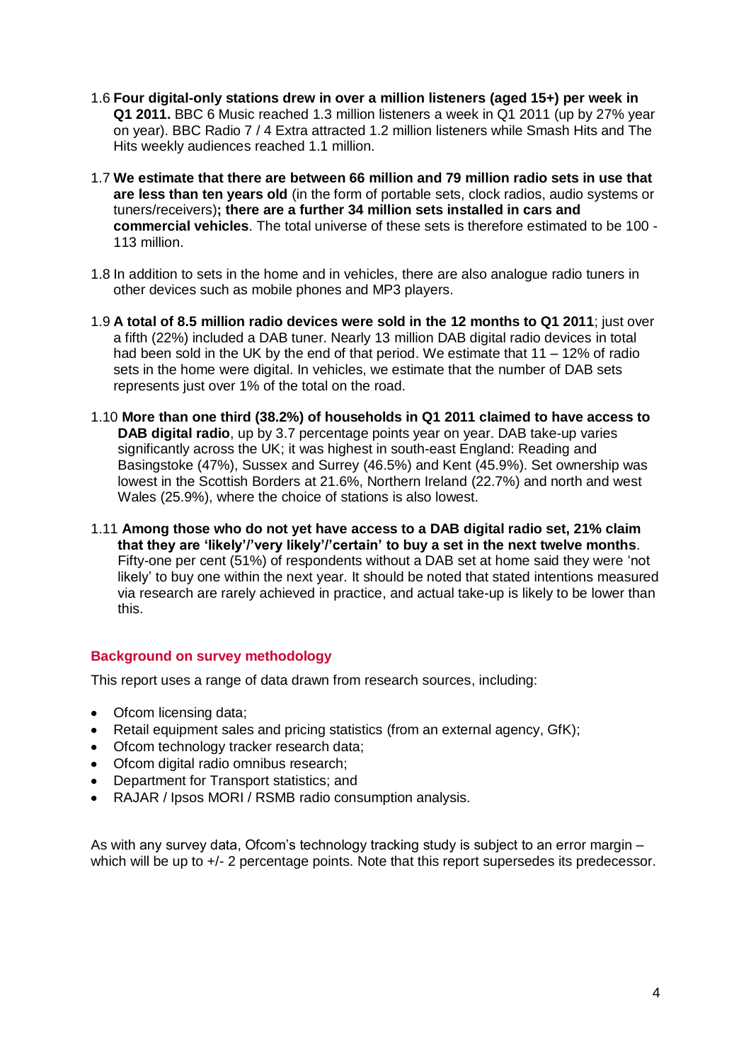1.6 **Four digital-only stations drew in over a million listeners (aged 15+) per week in Q1 2011.** BBC 6 Music reached 1.3 million listeners a week in Q1 2011 (up by 27% year on year). BBC Radio 7 / 4 Extra attracted 1.2 million listeners while Smash Hits and The Hits weekly audiences reached 1.1 million.

1.7 **We estimate that there are between 66 million and 79 million radio sets in use that are less than ten years old** (in the form of portable sets, clock radios, audio systems or tuners/receivers)**; there are a further 34 million sets installed in cars and commercial vehicles**. The total universe of these sets is therefore estimated to be 100 - 113 million.

1.8 In addition to sets in the home and in vehicles, there are also analogue radio tuners in other devices such as mobile phones and MP3 players.

1.9 **A total of 8.5 million radio devices were sold in the 12 months to Q1 2011**; just over a fifth (22%) included a DAB tuner. Nearly 13 million DAB digital radio devices in total had been sold in the UK by the end of that period. We estimate that 11 – 12% of radio sets in the home were digital. In vehicles, we estimate that the number of DAB sets represents just over 1% of the total on the road.

1.10 **More than one third (38.2%) of households in Q1 2011 claimed to have access to DAB digital radio**, up by 3.7 percentage points year on year. DAB take-up varies significantly across the UK; it was highest in south-east England: Reading and Basingstoke (47%), Sussex and Surrey (46.5%) and Kent (45.9%). Set ownership was lowest in the Scottish Borders at 21.6%, Northern Ireland (22.7%) and north and west Wales (25.9%), where the choice of stations is also lowest.

1.11 **Among those who do not yet have access to a DAB digital radio set, 21% claim that they are 'likely'/'very likely'/'certain' to buy a set in the next twelve months**. Fifty-one per cent (51%) of respondents without a DAB set at home said they were 'not likely' to buy one within the next year. It should be noted that stated intentions measured via research are rarely achieved in practice, and actual take-up is likely to be lower than this.

## Background on survey methodology

This report uses a range of data drawn from research sources, including:

- Ofcom licensing data;
- Retail equipment sales and pricing statistics (from an external agency, GfK);
- Ofcom technology tracker research data;
- Ofcom digital radio omnibus research;
- Department for Transport statistics; and
- RAJAR / Ipsos MORI / RSMB radio consumption analysis.

As with any survey data, Ofcom's technology tracking study is subject to an error margin – which will be up to +/- 2 percentage points. Note that this report supersedes its predecessor.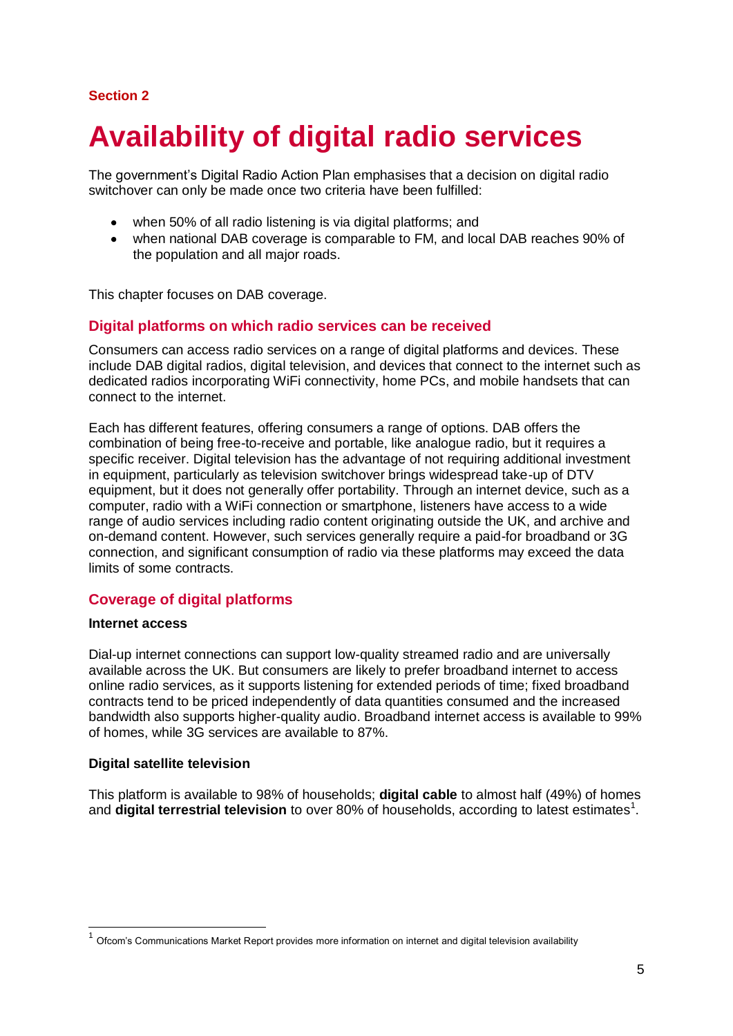**Section 2**

# Availability of digital radio services

The government's Digital Radio Action Plan emphasises that a decision on digital radio switchover can only be made once two criteria have been fulfilled:

- when 50% of all radio listening is via digital platforms; and
- when national DAB coverage is comparable to FM, and local DAB reaches 90% of the population and all major roads.

This chapter focuses on DAB coverage.

## Digital platforms on which radio services can be received

Consumers can access radio services on a range of digital platforms and devices. These include DAB digital radios, digital television, and devices that connect to the internet such as dedicated radios incorporating WiFi connectivity, home PCs, and mobile handsets that can connect to the internet.

Each has different features, offering consumers a range of options. DAB offers the combination of being free-to-receive and portable, like analogue radio, but it requires a specific receiver. Digital television has the advantage of not requiring additional investment in equipment, particularly as television switchover brings widespread take-up of DTV equipment, but it does not generally offer portability. Through an internet device, such as a computer, radio with a WiFi connection or smartphone, listeners have access to a wide range of audio services including radio content originating outside the UK, and archive and on-demand content. However, such services generally require a paid-for broadband or 3G connection, and significant consumption of radio via these platforms may exceed the data limits of some contracts.

## Coverage of digital platforms

### Internet access

Dial-up internet connections can support low-quality streamed radio and are universally available across the UK. But consumers are likely to prefer broadband internet to access online radio services, as it supports listening for extended periods of time; fixed broadband contracts tend to be priced independently of data quantities consumed and the increased bandwidth also supports higher-quality audio. Broadband internet access is available to 99% of homes, while 3G services are available to 87%.

### Digital satellite television

This platform is available to 98% of households; **digital cable** to almost half (49%) of homes and **digital terrestrial television** to over 80% of households, according to latest estimates[1].

[1] Ofcom's Communications Market Report provides more information on internet and digital television availability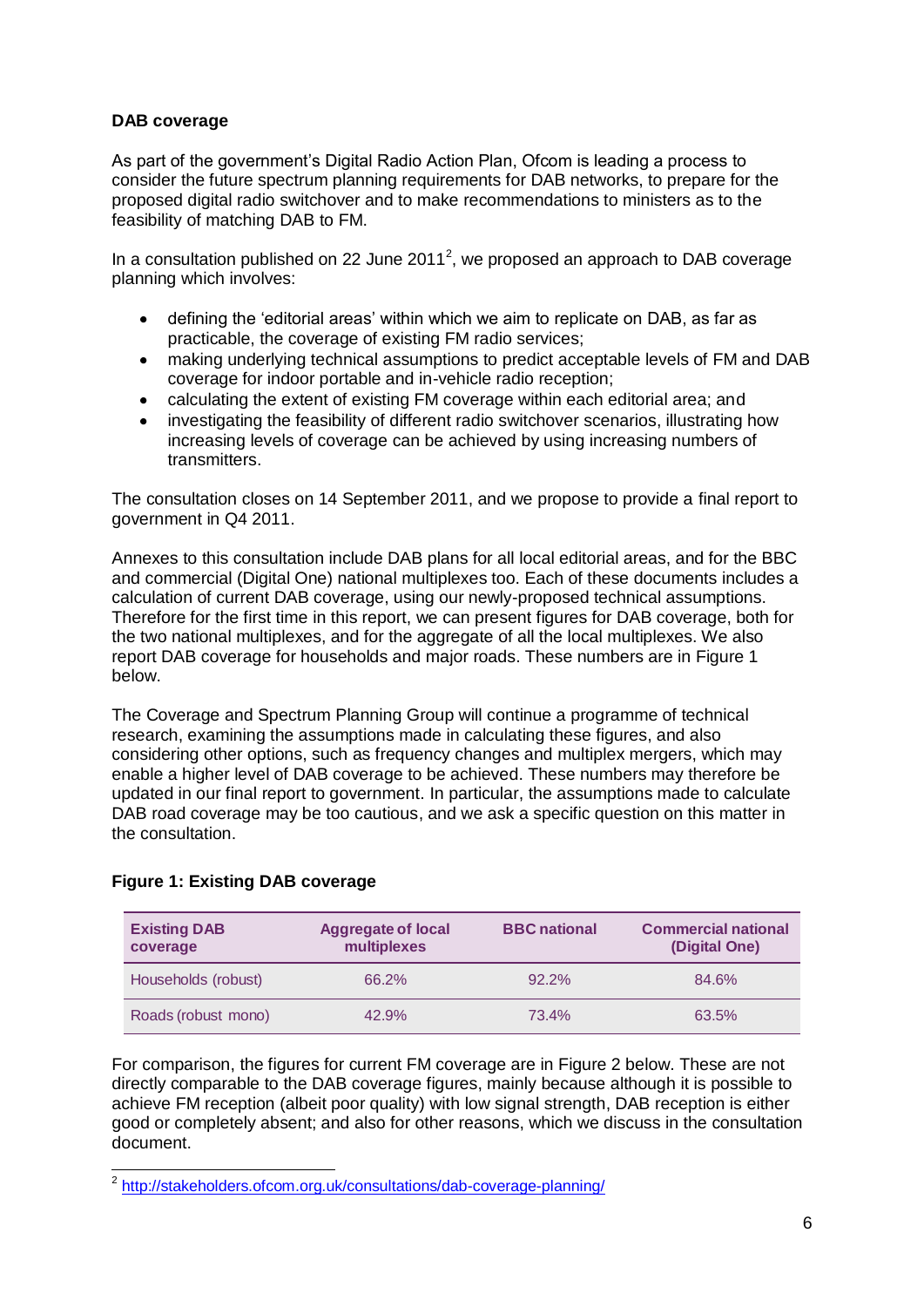**DAB coverage**

As part of the government's Digital Radio Action Plan, Ofcom is leading a process to consider the future spectrum planning requirements for DAB networks, to prepare for the proposed digital radio switchover and to make recommendations to ministers as to the feasibility of matching DAB to FM.

In a consultation published on 22 June 2011[2], we proposed an approach to DAB coverage planning which involves:

- defining the 'editorial areas' within which we aim to replicate on DAB, as far as practicable, the coverage of existing FM radio services;
- making underlying technical assumptions to predict acceptable levels of FM and DAB coverage for indoor portable and in-vehicle radio reception;
- calculating the extent of existing FM coverage within each editorial area; and
- investigating the feasibility of different radio switchover scenarios, illustrating how increasing levels of coverage can be achieved by using increasing numbers of transmitters.

The consultation closes on 14 September 2011, and we propose to provide a final report to government in Q4 2011.

Annexes to this consultation include DAB plans for all local editorial areas, and for the BBC and commercial (Digital One) national multiplexes too. Each of these documents includes a calculation of current DAB coverage, using our newly-proposed technical assumptions. Therefore for the first time in this report, we can present figures for DAB coverage, both for the two national multiplexes, and for the aggregate of all the local multiplexes. We also report DAB coverage for households and major roads. These numbers are in Figure 1 below.

The Coverage and Spectrum Planning Group will continue a programme of technical research, examining the assumptions made in calculating these figures, and also considering other options, such as frequency changes and multiplex mergers, which may enable a higher level of DAB coverage to be achieved. These numbers may therefore be updated in our final report to government. In particular, the assumptions made to calculate DAB road coverage may be too cautious, and we ask a specific question on this matter in the consultation.

**Figure 1: Existing DAB coverage**

| Existing DAB coverage | Aggregate of local multiplexes | BBC national | Commercial national (Digital One) |
|---|---|---|---|
| Households (robust) | 66.2% | 92.2% | 84.6% |
| Roads (robust mono) | 42.9% | 73.4% | 63.5% |

For comparison, the figures for current FM coverage are in Figure 2 below. These are not directly comparable to the DAB coverage figures, mainly because although it is possible to achieve FM reception (albeit poor quality) with low signal strength, DAB reception is either good or completely absent; and also for other reasons, which we discuss in the consultation document.

[2] http://stakeholders.ofcom.org.uk/consultations/dab-coverage-planning/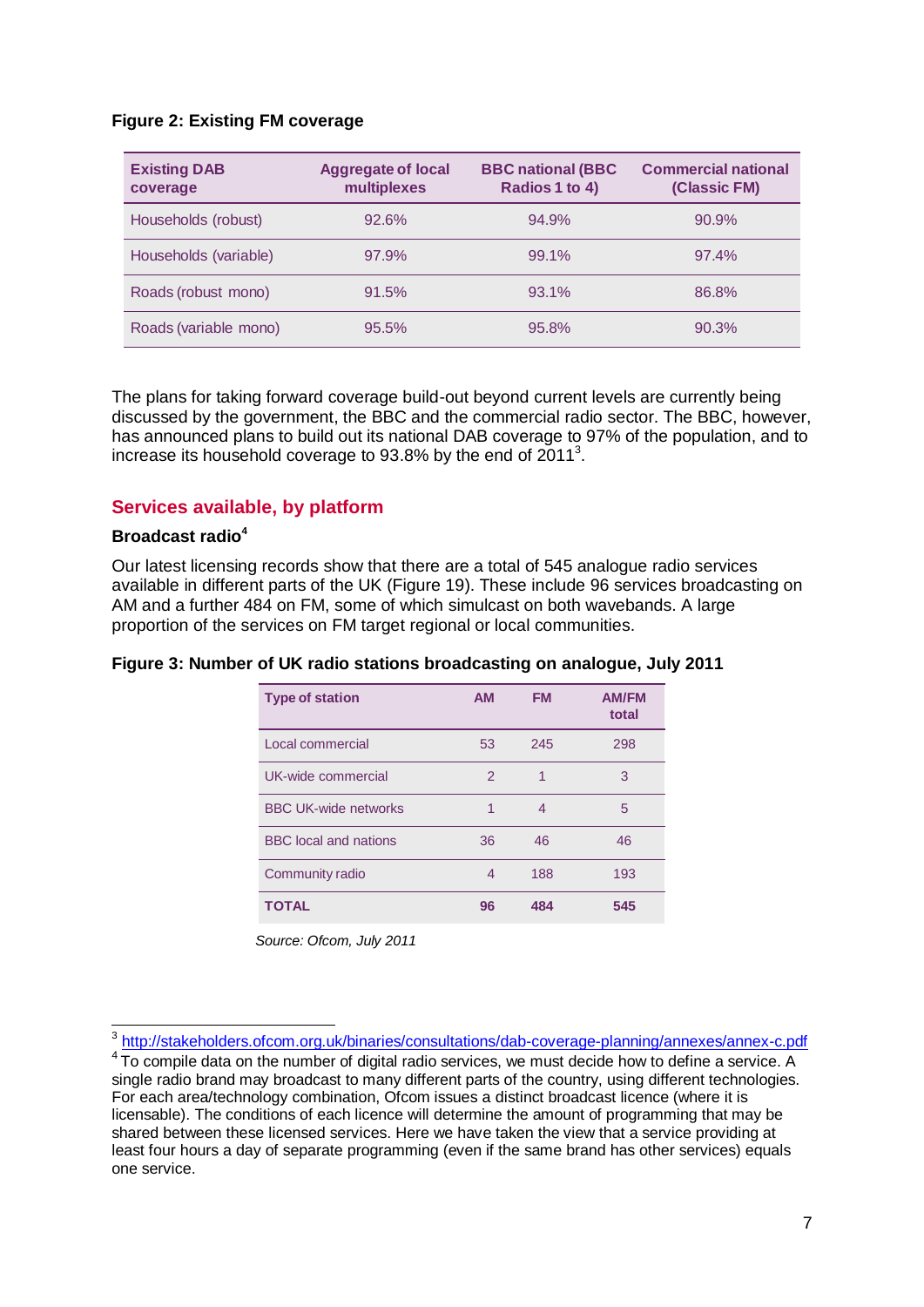**Figure 2: Existing FM coverage**

| Existing DAB coverage | Aggregate of local multiplexes | BBC national (BBC Radios 1 to 4) | Commercial national (Classic FM) |
|---|---|---|---|
| Households (robust) | 92.6% | 94.9% | 90.9% |
| Households (variable) | 97.9% | 99.1% | 97.4% |
| Roads (robust mono) | 91.5% | 93.1% | 86.8% |
| Roads (variable mono) | 95.5% | 95.8% | 90.3% |

The plans for taking forward coverage build-out beyond current levels are currently being discussed by the government, the BBC and the commercial radio sector. The BBC, however, has announced plans to build out its national DAB coverage to 97% of the population, and to increase its household coverage to 93.8% by the end of 2011[3].

## Services available, by platform

### Broadcast radio[4]

Our latest licensing records show that there are a total of 545 analogue radio services available in different parts of the UK (Figure 19). These include 96 services broadcasting on AM and a further 484 on FM, some of which simulcast on both wavebands. A large proportion of the services on FM target regional or local communities.

**Figure 3: Number of UK radio stations broadcasting on analogue, July 2011**

| Type of station | AM | FM | AM/FM total |
|---|---|---|---|
| Local commercial | 53 | 245 | 298 |
| UK-wide commercial | 2 | 1 | 3 |
| BBC UK-wide networks | 1 | 4 | 5 |
| BBC local and nations | 36 | 46 | 46 |
| Community radio | 4 | 188 | 193 |
| **TOTAL** | **96** | **484** | **545** |

*Source: Ofcom, July 2011*

---

[3] http://stakeholders.ofcom.org.uk/binaries/consultations/dab-coverage-planning/annexes/annex-c.pdf

[4] To compile data on the number of digital radio services, we must decide how to define a service. A single radio brand may broadcast to many different parts of the country, using different technologies. For each area/technology combination, Ofcom issues a distinct broadcast licence (where it is licensable). The conditions of each licence will determine the amount of programming that may be shared between these licensed services. Here we have taken the view that a service providing at least four hours a day of separate programming (even if the same brand has other services) equals one service.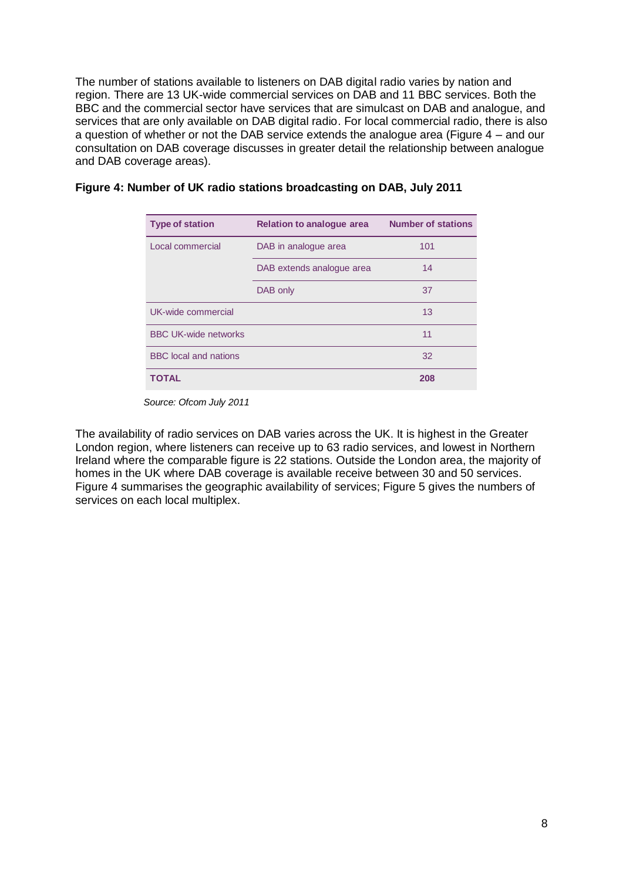The number of stations available to listeners on DAB digital radio varies by nation and region. There are 13 UK-wide commercial services on DAB and 11 BBC services. Both the BBC and the commercial sector have services that are simulcast on DAB and analogue, and services that are only available on DAB digital radio. For local commercial radio, there is also a question of whether or not the DAB service extends the analogue area (Figure 4 – and our consultation on DAB coverage discusses in greater detail the relationship between analogue and DAB coverage areas).

**Figure 4: Number of UK radio stations broadcasting on DAB, July 2011**

| Type of station | Relation to analogue area | Number of stations |
|---|---|---|
| Local commercial | DAB in analogue area | 101 |
| | DAB extends analogue area | 14 |
| | DAB only | 37 |
| UK-wide commercial | | 13 |
| BBC UK-wide networks | | 11 |
| BBC local and nations | | 32 |
| **TOTAL** | | **208** |

*Source: Ofcom July 2011*

The availability of radio services on DAB varies across the UK. It is highest in the Greater London region, where listeners can receive up to 63 radio services, and lowest in Northern Ireland where the comparable figure is 22 stations. Outside the London area, the majority of homes in the UK where DAB coverage is available receive between 30 and 50 services. Figure 4 summarises the geographic availability of services; Figure 5 gives the numbers of services on each local multiplex.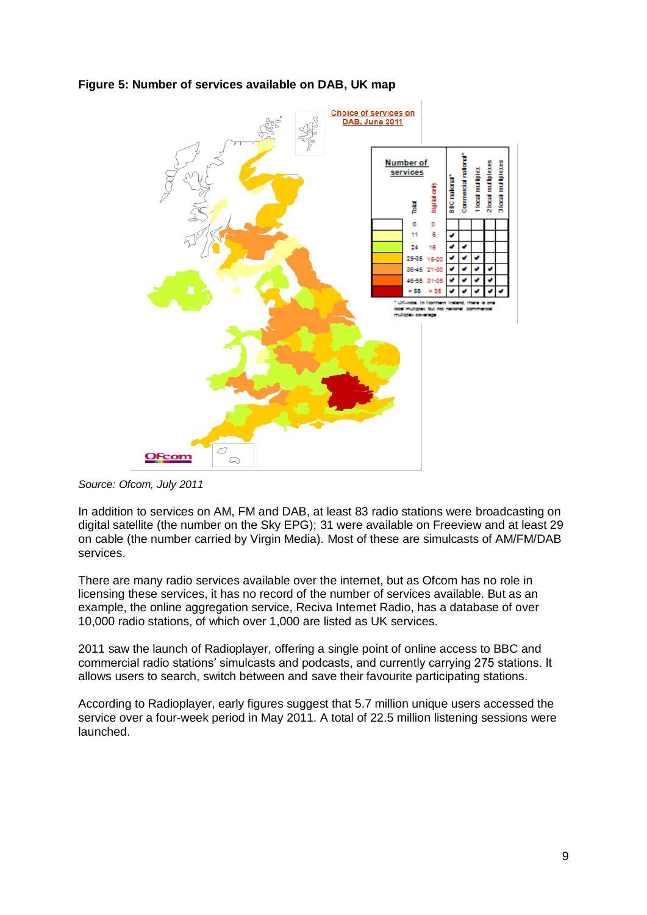**Figure 5: Number of services available on DAB, UK map**

Choice of services on DAB, June 2011

| Number of services – Total | Digital only | BBC national* | Commercial national* | 1 local multiplex | 2 local multiplexes | 3 local multiplexes |
|---|---|---|---|---|---|---|
| 0 | 0 | | | | | |
| 11 | 6 | ✔ | | | | |
| 24 | 16 | ✔ | ✔ | | | |
| 25-35 | 15-20 | ✔ | ✔ | ✔ | | |
| 36-45 | 21-30 | ✔ | ✔ | ✔ | ✔ | |
| 46-55 | 31-35 | ✔ | ✔ | ✔ | ✔ | |
| > 55 | > 35 | ✔ | ✔ | ✔ | ✔ | ✔ |

* UK-wide. In Northern Ireland, there is one local multiplex but not national commercial multiplex coverage

*Source: Ofcom, July 2011*

In addition to services on AM, FM and DAB, at least 83 radio stations were broadcasting on digital satellite (the number on the Sky EPG); 31 were available on Freeview and at least 29 on cable (the number carried by Virgin Media). Most of these are simulcasts of AM/FM/DAB services.

There are many radio services available over the internet, but as Ofcom has no role in licensing these services, it has no record of the number of services available. But as an example, the online aggregation service, Reciva Internet Radio, has a database of over 10,000 radio stations, of which over 1,000 are listed as UK services.

2011 saw the launch of Radioplayer, offering a single point of online access to BBC and commercial radio stations' simulcasts and podcasts, and currently carrying 275 stations. It allows users to search, switch between and save their favourite participating stations.

According to Radioplayer, early figures suggest that 5.7 million unique users accessed the service over a four-week period in May 2011. A total of 22.5 million listening sessions were launched.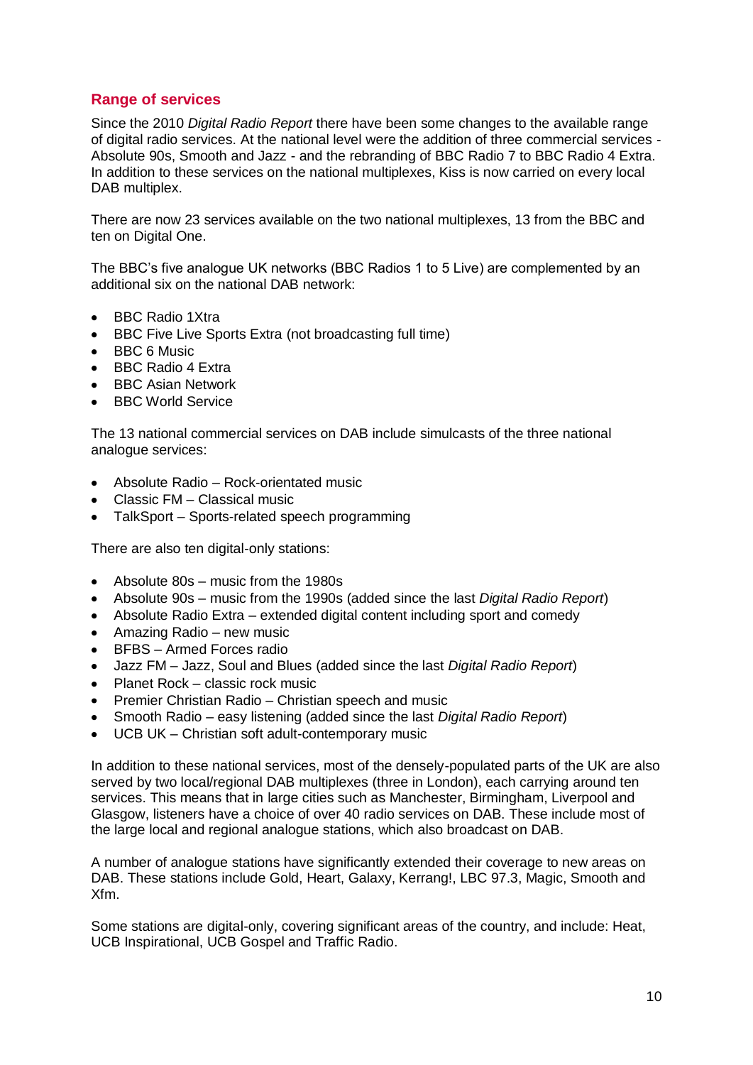## Range of services

Since the 2010 *Digital Radio Report* there have been some changes to the available range of digital radio services. At the national level were the addition of three commercial services - Absolute 90s, Smooth and Jazz - and the rebranding of BBC Radio 7 to BBC Radio 4 Extra. In addition to these services on the national multiplexes, Kiss is now carried on every local DAB multiplex.

There are now 23 services available on the two national multiplexes, 13 from the BBC and ten on Digital One.

The BBC's five analogue UK networks (BBC Radios 1 to 5 Live) are complemented by an additional six on the national DAB network:

- BBC Radio 1Xtra
- BBC Five Live Sports Extra (not broadcasting full time)
- BBC 6 Music
- BBC Radio 4 Extra
- BBC Asian Network
- BBC World Service

The 13 national commercial services on DAB include simulcasts of the three national analogue services:

- Absolute Radio – Rock-orientated music
- Classic FM – Classical music
- TalkSport – Sports-related speech programming

There are also ten digital-only stations:

- Absolute 80s – music from the 1980s
- Absolute 90s – music from the 1990s (added since the last *Digital Radio Report*)
- Absolute Radio Extra – extended digital content including sport and comedy
- Amazing Radio – new music
- BFBS – Armed Forces radio
- Jazz FM – Jazz, Soul and Blues (added since the last *Digital Radio Report*)
- Planet Rock – classic rock music
- Premier Christian Radio – Christian speech and music
- Smooth Radio – easy listening (added since the last *Digital Radio Report*)
- UCB UK – Christian soft adult-contemporary music

In addition to these national services, most of the densely-populated parts of the UK are also served by two local/regional DAB multiplexes (three in London), each carrying around ten services. This means that in large cities such as Manchester, Birmingham, Liverpool and Glasgow, listeners have a choice of over 40 radio services on DAB. These include most of the large local and regional analogue stations, which also broadcast on DAB.

A number of analogue stations have significantly extended their coverage to new areas on DAB. These stations include Gold, Heart, Galaxy, Kerrang!, LBC 97.3, Magic, Smooth and Xfm.

Some stations are digital-only, covering significant areas of the country, and include: Heat, UCB Inspirational, UCB Gospel and Traffic Radio.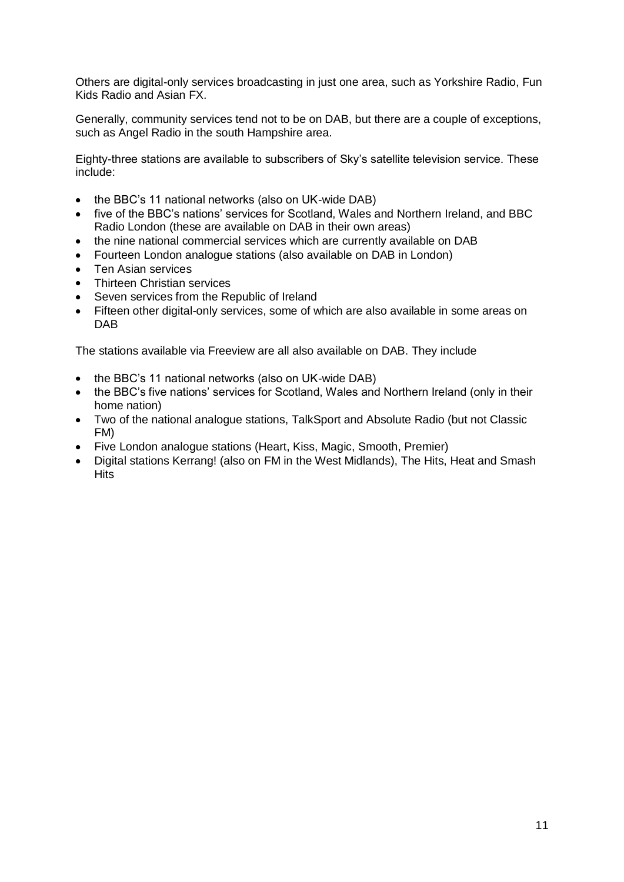Others are digital-only services broadcasting in just one area, such as Yorkshire Radio, Fun Kids Radio and Asian FX.

Generally, community services tend not to be on DAB, but there are a couple of exceptions, such as Angel Radio in the south Hampshire area.

Eighty-three stations are available to subscribers of Sky's satellite television service. These include:

- the BBC's 11 national networks (also on UK-wide DAB)
- five of the BBC's nations' services for Scotland, Wales and Northern Ireland, and BBC Radio London (these are available on DAB in their own areas)
- the nine national commercial services which are currently available on DAB
- Fourteen London analogue stations (also available on DAB in London)
- Ten Asian services
- Thirteen Christian services
- Seven services from the Republic of Ireland
- Fifteen other digital-only services, some of which are also available in some areas on DAB

The stations available via Freeview are all also available on DAB. They include

- the BBC's 11 national networks (also on UK-wide DAB)
- the BBC's five nations' services for Scotland, Wales and Northern Ireland (only in their home nation)
- Two of the national analogue stations, TalkSport and Absolute Radio (but not Classic FM)
- Five London analogue stations (Heart, Kiss, Magic, Smooth, Premier)
- Digital stations Kerrang! (also on FM in the West Midlands), The Hits, Heat and Smash Hits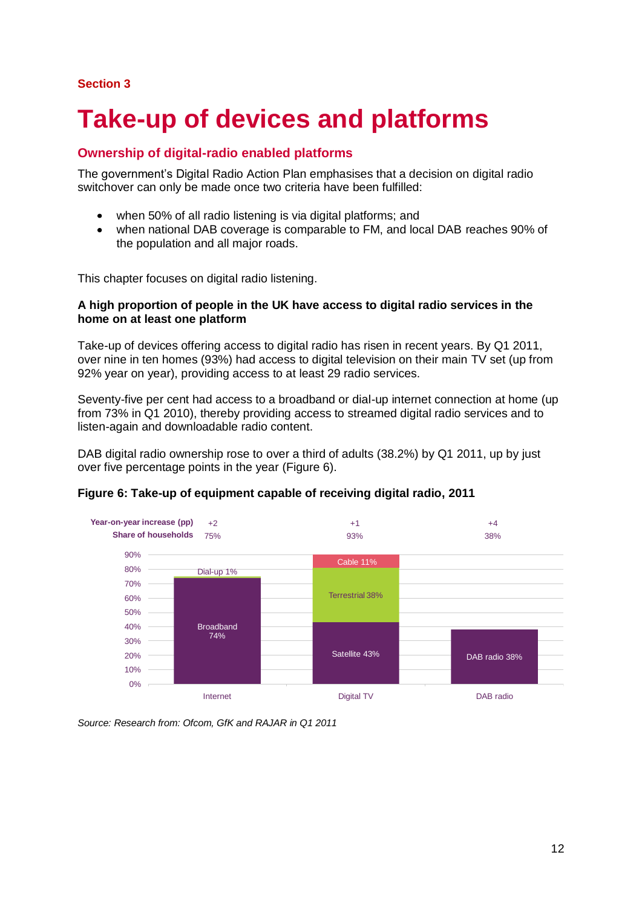Section 3

# Take-up of devices and platforms

## Ownership of digital-radio enabled platforms

The government's Digital Radio Action Plan emphasises that a decision on digital radio switchover can only be made once two criteria have been fulfilled:

- when 50% of all radio listening is via digital platforms; and
- when national DAB coverage is comparable to FM, and local DAB reaches 90% of the population and all major roads.

This chapter focuses on digital radio listening.

**A high proportion of people in the UK have access to digital radio services in the home on at least one platform**

Take-up of devices offering access to digital radio has risen in recent years. By Q1 2011, over nine in ten homes (93%) had access to digital television on their main TV set (up from 92% year on year), providing access to at least 29 radio services.

Seventy-five per cent had access to a broadband or dial-up internet connection at home (up from 73% in Q1 2010), thereby providing access to streamed digital radio services and to listen-again and downloadable radio content.

DAB digital radio ownership rose to over a third of adults (38.2%) by Q1 2011, up by just over five percentage points in the year (Figure 6).

**Figure 6: Take-up of equipment capable of receiving digital radio, 2011**

| | Internet | Digital TV | DAB radio |
|---|---|---|---|
| Year-on-year increase (pp) | +2 | +1 | +4 |
| Share of households | 75% | 93% | 38% |
| Components | Broadband 74%, Dial-up 1% | Satellite 43%, Terrestrial 38%, Cable 11% | DAB radio 38% |

*Source: Research from: Ofcom, GfK and RAJAR in Q1 2011*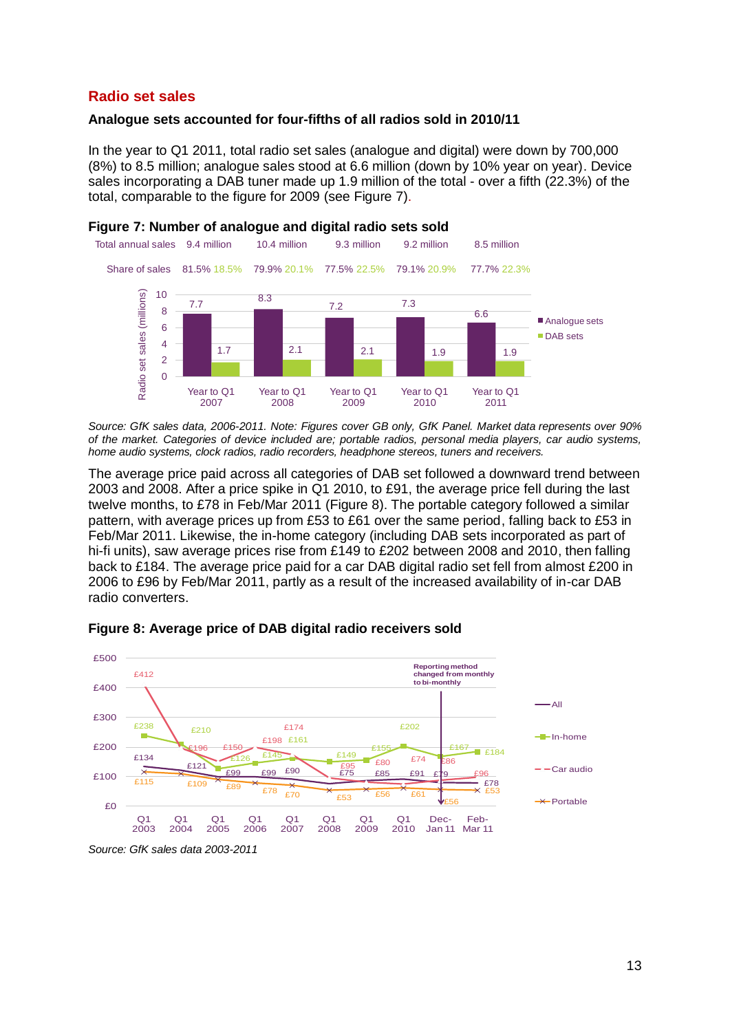## Radio set sales

### Analogue sets accounted for four-fifths of all radios sold in 2010/11

In the year to Q1 2011, total radio set sales (analogue and digital) were down by 700,000 (8%) to 8.5 million; analogue sales stood at 6.6 million (down by 10% year on year). Device sales incorporating a DAB tuner made up 1.9 million of the total - over a fifth (22.3%) of the total, comparable to the figure for 2009 (see Figure 7).

**Figure 7: Number of analogue and digital radio sets sold**

| | Year to Q1 2007 | Year to Q1 2008 | Year to Q1 2009 | Year to Q1 2010 | Year to Q1 2011 |
|---|---|---|---|---|---|
| Total annual sales | 9.4 million | 10.4 million | 9.3 million | 9.2 million | 8.5 million |
| Share of sales (Analogue / DAB) | 81.5% / 18.5% | 79.9% / 20.1% | 77.5% / 22.5% | 79.1% / 20.9% | 77.7% / 22.3% |
| Analogue sets (millions) | 7.7 | 8.3 | 7.2 | 7.3 | 6.6 |
| DAB sets (millions) | 1.7 | 2.1 | 2.1 | 1.9 | 1.9 |

*Source: GfK sales data, 2006-2011. Note: Figures cover GB only, GfK Panel. Market data represents over 90% of the market. Categories of device included are; portable radios, personal media players, car audio systems, home audio systems, clock radios, radio recorders, headphone stereos, tuners and receivers.*

The average price paid across all categories of DAB set followed a downward trend between 2003 and 2008. After a price spike in Q1 2010, to £91, the average price fell during the last twelve months, to £78 in Feb/Mar 2011 (Figure 8). The portable category followed a similar pattern, with average prices up from £53 to £61 over the same period, falling back to £53 in Feb/Mar 2011. Likewise, the in-home category (including DAB sets incorporated as part of hi-fi units), saw average prices rise from £149 to £202 between 2008 and 2010, then falling back to £184. The average price paid for a car DAB digital radio set fell from almost £200 in 2006 to £96 by Feb/Mar 2011, partly as a result of the increased availability of in-car DAB radio converters.

**Figure 8: Average price of DAB digital radio receivers sold**

| | Q1 2003 | Q1 2004 | Q1 2005 | Q1 2006 | Q1 2007 | Q1 2008 | Q1 2009 | Q1 2010 | Dec-Jan 11 | Feb-Mar 11 |
|---|---|---|---|---|---|---|---|---|---|---|
| All | £134 | £121 | £99 | £99 | £90 | £75 | £85 | £91 | £79 | £78 |
| In-home | £238 | £210 | £126 | £145 | £161 | £149 | £155 | £202 | £167 | £184 |
| Car audio | £412 | £196 | £150 | £198 | £174 | £95 | £80 | £74 | £86 | £96 |
| Portable | £115 | £109 | £89 | £78 | £70 | £53 | £56 | £61 | £56 | £53 |

Reporting method changed from monthly to bi-monthly (from Dec-Jan 11).

*Source: GfK sales data 2003-2011*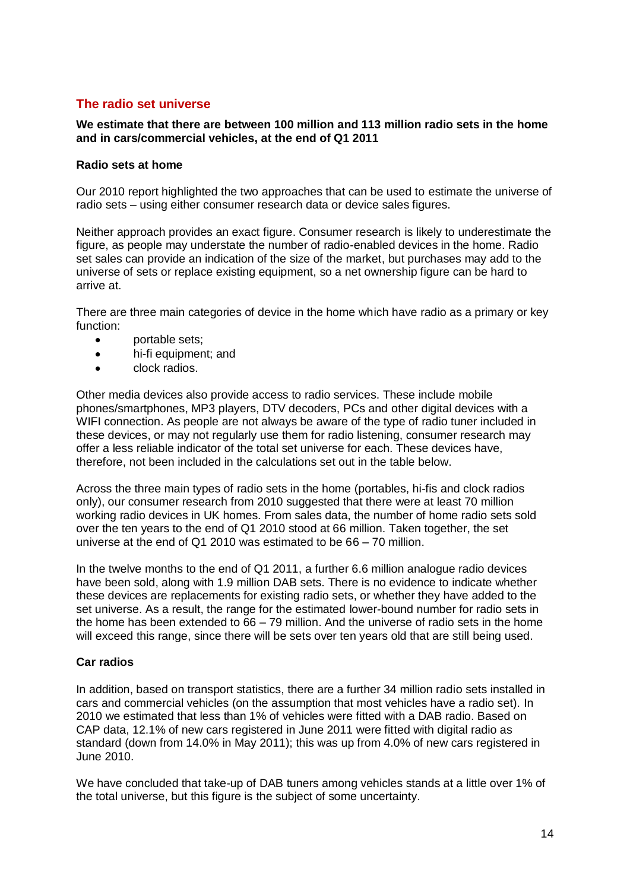## The radio set universe

**We estimate that there are between 100 million and 113 million radio sets in the home and in cars/commercial vehicles, at the end of Q1 2011**

**Radio sets at home**

Our 2010 report highlighted the two approaches that can be used to estimate the universe of radio sets – using either consumer research data or device sales figures.

Neither approach provides an exact figure. Consumer research is likely to underestimate the figure, as people may understate the number of radio-enabled devices in the home. Radio set sales can provide an indication of the size of the market, but purchases may add to the universe of sets or replace existing equipment, so a net ownership figure can be hard to arrive at.

There are three main categories of device in the home which have radio as a primary or key function:

- portable sets;
- hi-fi equipment; and
- clock radios.

Other media devices also provide access to radio services. These include mobile phones/smartphones, MP3 players, DTV decoders, PCs and other digital devices with a WIFI connection. As people are not always be aware of the type of radio tuner included in these devices, or may not regularly use them for radio listening, consumer research may offer a less reliable indicator of the total set universe for each. These devices have, therefore, not been included in the calculations set out in the table below.

Across the three main types of radio sets in the home (portables, hi-fis and clock radios only), our consumer research from 2010 suggested that there were at least 70 million working radio devices in UK homes. From sales data, the number of home radio sets sold over the ten years to the end of Q1 2010 stood at 66 million. Taken together, the set universe at the end of Q1 2010 was estimated to be 66 – 70 million.

In the twelve months to the end of Q1 2011, a further 6.6 million analogue radio devices have been sold, along with 1.9 million DAB sets. There is no evidence to indicate whether these devices are replacements for existing radio sets, or whether they have added to the set universe. As a result, the range for the estimated lower-bound number for radio sets in the home has been extended to 66 – 79 million. And the universe of radio sets in the home will exceed this range, since there will be sets over ten years old that are still being used.

**Car radios**

In addition, based on transport statistics, there are a further 34 million radio sets installed in cars and commercial vehicles (on the assumption that most vehicles have a radio set). In 2010 we estimated that less than 1% of vehicles were fitted with a DAB radio. Based on CAP data, 12.1% of new cars registered in June 2011 were fitted with digital radio as standard (down from 14.0% in May 2011); this was up from 4.0% of new cars registered in June 2010.

We have concluded that take-up of DAB tuners among vehicles stands at a little over 1% of the total universe, but this figure is the subject of some uncertainty.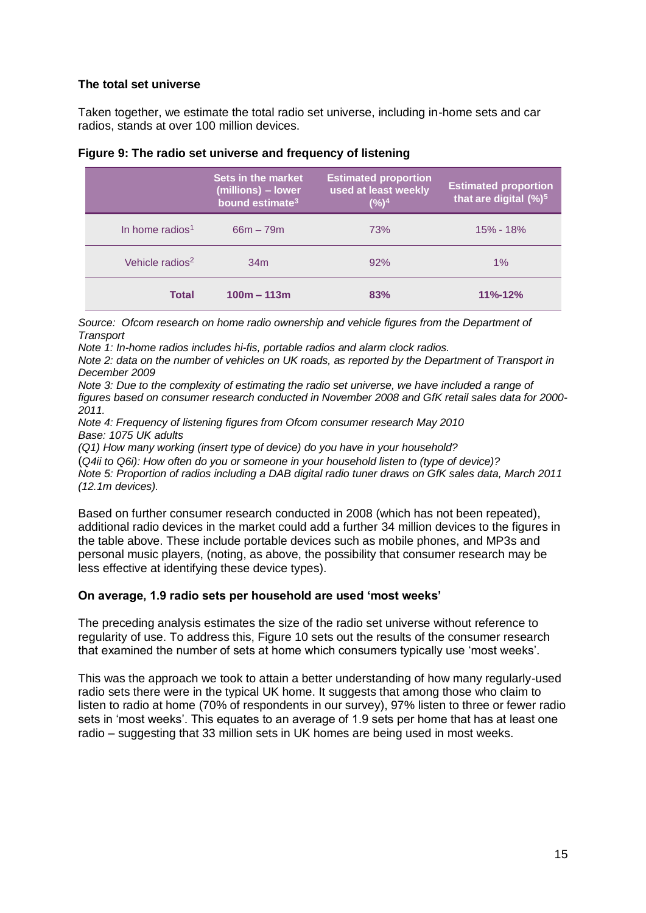**The total set universe**

Taken together, we estimate the total radio set universe, including in-home sets and car radios, stands at over 100 million devices.

**Figure 9: The radio set universe and frequency of listening**

| | Sets in the market (millions) – lower bound estimate[3] | Estimated proportion used at least weekly (%)[4] | Estimated proportion that are digital (%)[5] |
|---|---|---|---|
| In home radios[1] | 66m – 79m | 73% | 15% - 18% |
| Vehicle radios[2] | 34m | 92% | 1% |
| **Total** | **100m – 113m** | **83%** | **11%-12%** |

*Source: Ofcom research on home radio ownership and vehicle figures from the Department of Transport*
*Note 1: In-home radios includes hi-fis, portable radios and alarm clock radios.*
*Note 2: data on the number of vehicles on UK roads, as reported by the Department of Transport in December 2009*
*Note 3: Due to the complexity of estimating the radio set universe, we have included a range of figures based on consumer research conducted in November 2008 and GfK retail sales data for 2000-2011.*
*Note 4: Frequency of listening figures from Ofcom consumer research May 2010*
*Base: 1075 UK adults*
*(Q1) How many working (insert type of device) do you have in your household?*
(*Q4ii to Q6i): How often do you or someone in your household listen to (type of device)?*
*Note 5: Proportion of radios including a DAB digital radio tuner draws on GfK sales data, March 2011 (12.1m devices).*

Based on further consumer research conducted in 2008 (which has not been repeated), additional radio devices in the market could add a further 34 million devices to the figures in the table above. These include portable devices such as mobile phones, and MP3s and personal music players, (noting, as above, the possibility that consumer research may be less effective at identifying these device types).

**On average, 1.9 radio sets per household are used 'most weeks'**

The preceding analysis estimates the size of the radio set universe without reference to regularity of use. To address this, Figure 10 sets out the results of the consumer research that examined the number of sets at home which consumers typically use 'most weeks'.

This was the approach we took to attain a better understanding of how many regularly-used radio sets there were in the typical UK home. It suggests that among those who claim to listen to radio at home (70% of respondents in our survey), 97% listen to three or fewer radio sets in 'most weeks'. This equates to an average of 1.9 sets per home that has at least one radio – suggesting that 33 million sets in UK homes are being used in most weeks.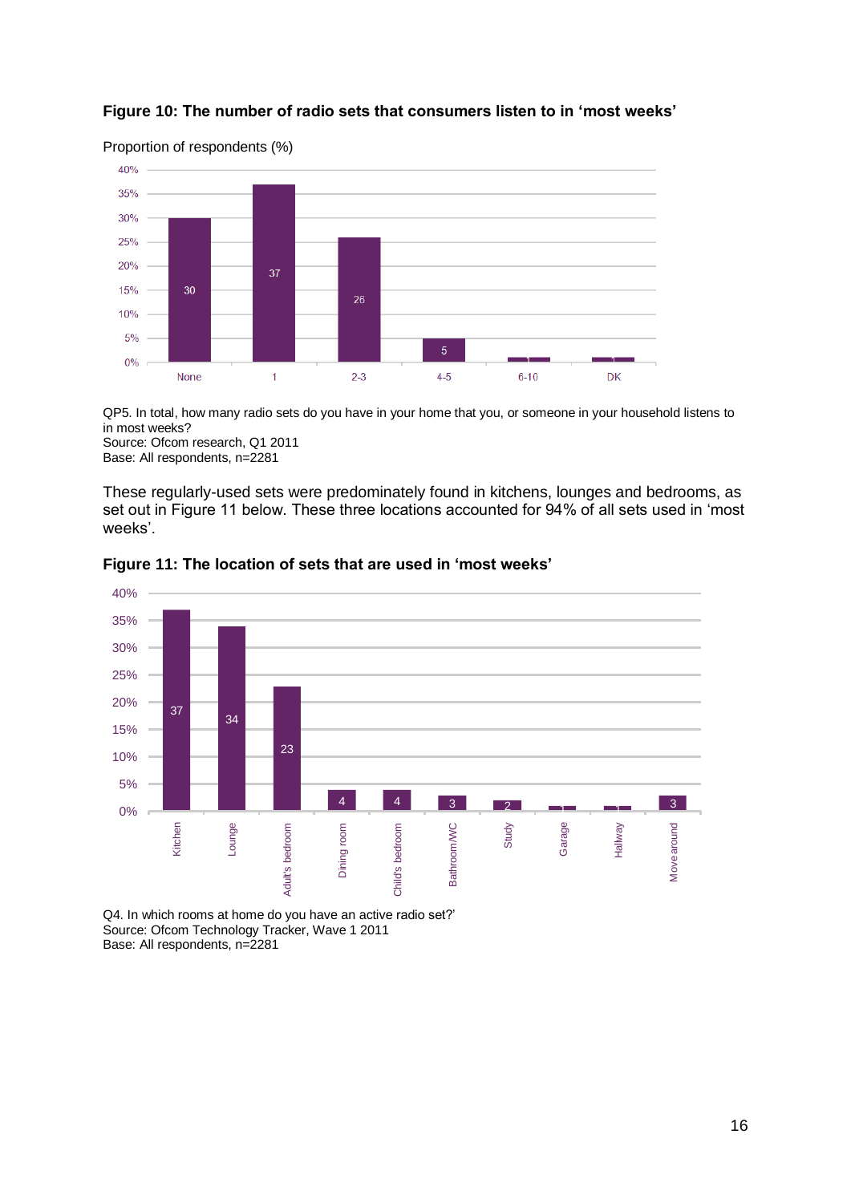**Figure 10: The number of radio sets that consumers listen to in 'most weeks'**

Proportion of respondents (%)

| None | 1 | 2-3 | 4-5 | 6-10 | DK |
|---|---|---|---|---|---|
| 30 | 37 | 26 | 5 | 1 | 1 |

QP5. In total, how many radio sets do you have in your home that you, or someone in your household listens to in most weeks?
Source: Ofcom research, Q1 2011
Base: All respondents, n=2281

These regularly-used sets were predominately found in kitchens, lounges and bedrooms, as set out in Figure 11 below. These three locations accounted for 94% of all sets used in 'most weeks'.

**Figure 11: The location of sets that are used in 'most weeks'**

| Kitchen | Lounge | Adult's bedroom | Dining room | Child's bedroom | Bathroom/WC | Study | Garage | Hallway | Move around |
|---|---|---|---|---|---|---|---|---|---|
| 37 | 34 | 23 | 4 | 4 | 3 | 2 | 1 | 1 | 3 |

Q4. In which rooms at home do you have an active radio set?'
Source: Ofcom Technology Tracker, Wave 1 2011
Base: All respondents, n=2281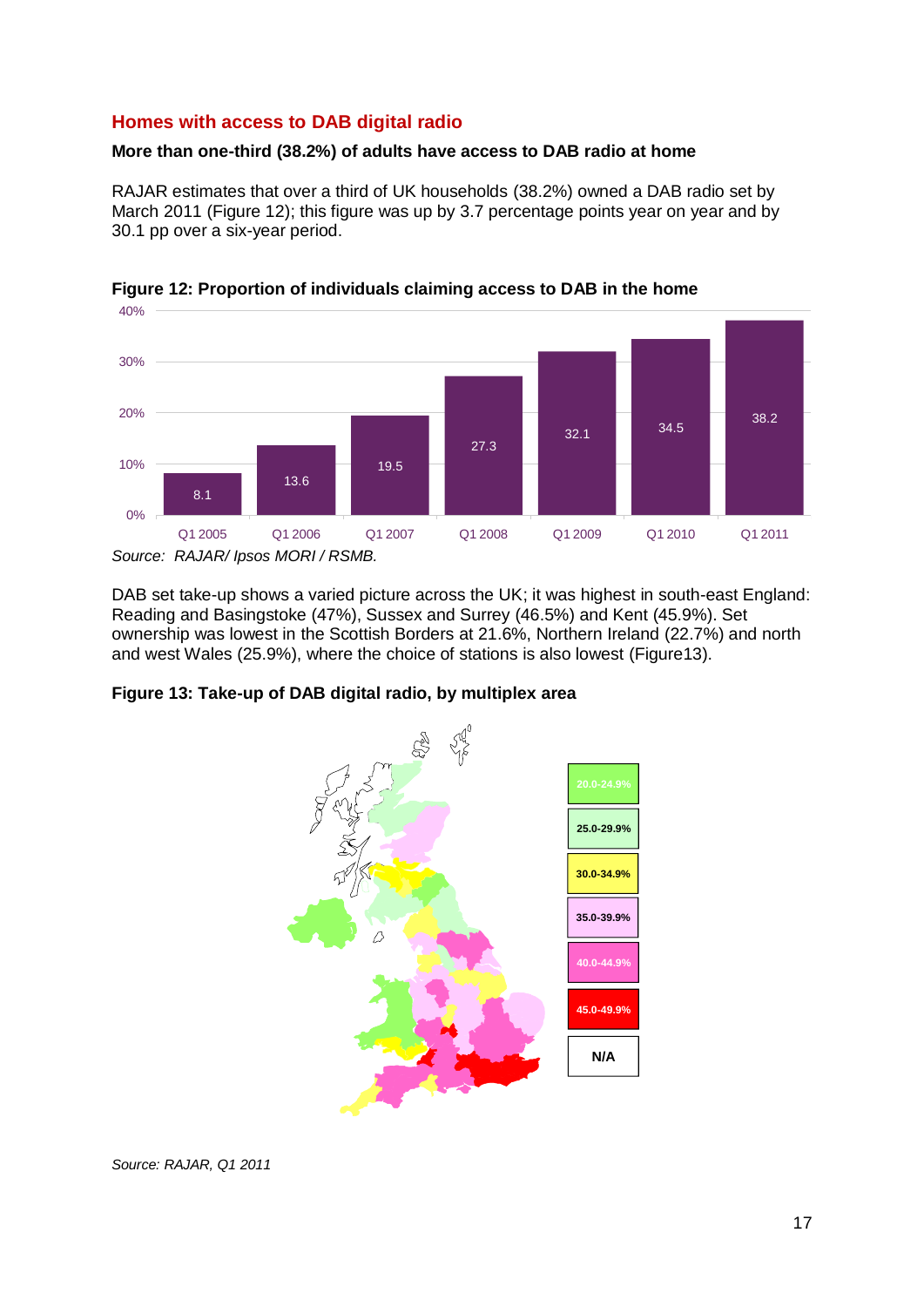## Homes with access to DAB digital radio

**More than one-third (38.2%) of adults have access to DAB radio at home**

RAJAR estimates that over a third of UK households (38.2%) owned a DAB radio set by March 2011 (Figure 12); this figure was up by 3.7 percentage points year on year and by 30.1 pp over a six-year period.

**Figure 12: Proportion of individuals claiming access to DAB in the home**

| | Q1 2005 | Q1 2006 | Q1 2007 | Q1 2008 | Q1 2009 | Q1 2010 | Q1 2011 |
|---|---|---|---|---|---|---|---|
| % | 8.1 | 13.6 | 19.5 | 27.3 | 32.1 | 34.5 | 38.2 |

*Source: RAJAR/ Ipsos MORI / RSMB.*

DAB set take-up shows a varied picture across the UK; it was highest in south-east England: Reading and Basingstoke (47%), Sussex and Surrey (46.5%) and Kent (45.9%). Set ownership was lowest in the Scottish Borders at 21.6%, Northern Ireland (22.7%) and north and west Wales (25.9%), where the choice of stations is also lowest (Figure13).

**Figure 13: Take-up of DAB digital radio, by multiplex area**

Legend: 20.0-24.9% | 25.0-29.9% | 30.0-34.9% | 35.0-39.9% | 40.0-44.9% | 45.0-49.9% | N/A

*Source: RAJAR, Q1 2011*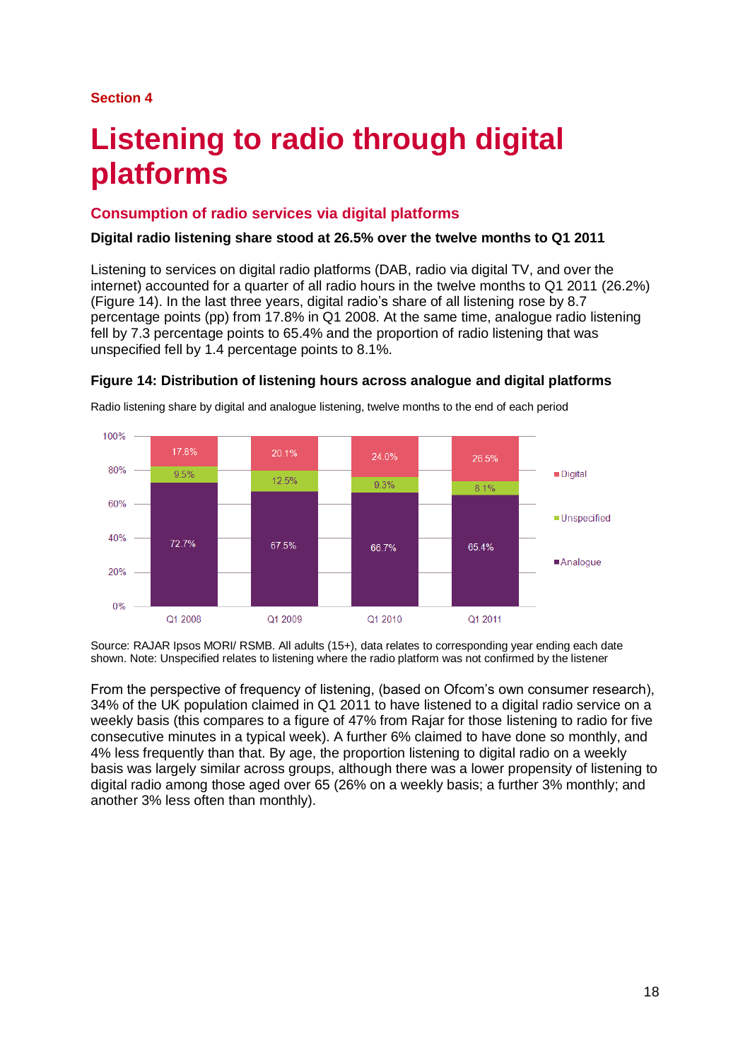Section 4

# Listening to radio through digital platforms

## Consumption of radio services via digital platforms

**Digital radio listening share stood at 26.5% over the twelve months to Q1 2011**

Listening to services on digital radio platforms (DAB, radio via digital TV, and over the internet) accounted for a quarter of all radio hours in the twelve months to Q1 2011 (26.2%) (Figure 14). In the last three years, digital radio's share of all listening rose by 8.7 percentage points (pp) from 17.8% in Q1 2008. At the same time, analogue radio listening fell by 7.3 percentage points to 65.4% and the proportion of radio listening that was unspecified fell by 1.4 percentage points to 8.1%.

**Figure 14: Distribution of listening hours across analogue and digital platforms**

Radio listening share by digital and analogue listening, twelve months to the end of each period

| | Q1 2008 | Q1 2009 | Q1 2010 | Q1 2011 |
|---|---|---|---|---|
| Digital | 17.8% | 20.1% | 24.0% | 26.5% |
| Unspecified | 9.5% | 12.5% | 9.3% | 8.1% |
| Analogue | 72.7% | 67.5% | 66.7% | 65.4% |

Source: RAJAR Ipsos MORI/ RSMB. All adults (15+), data relates to corresponding year ending each date shown. Note: Unspecified relates to listening where the radio platform was not confirmed by the listener

From the perspective of frequency of listening, (based on Ofcom's own consumer research), 34% of the UK population claimed in Q1 2011 to have listened to a digital radio service on a weekly basis (this compares to a figure of 47% from Rajar for those listening to radio for five consecutive minutes in a typical week). A further 6% claimed to have done so monthly, and 4% less frequently than that. By age, the proportion listening to digital radio on a weekly basis was largely similar across groups, although there was a lower propensity of listening to digital radio among those aged over 65 (26% on a weekly basis; a further 3% monthly; and another 3% less often than monthly).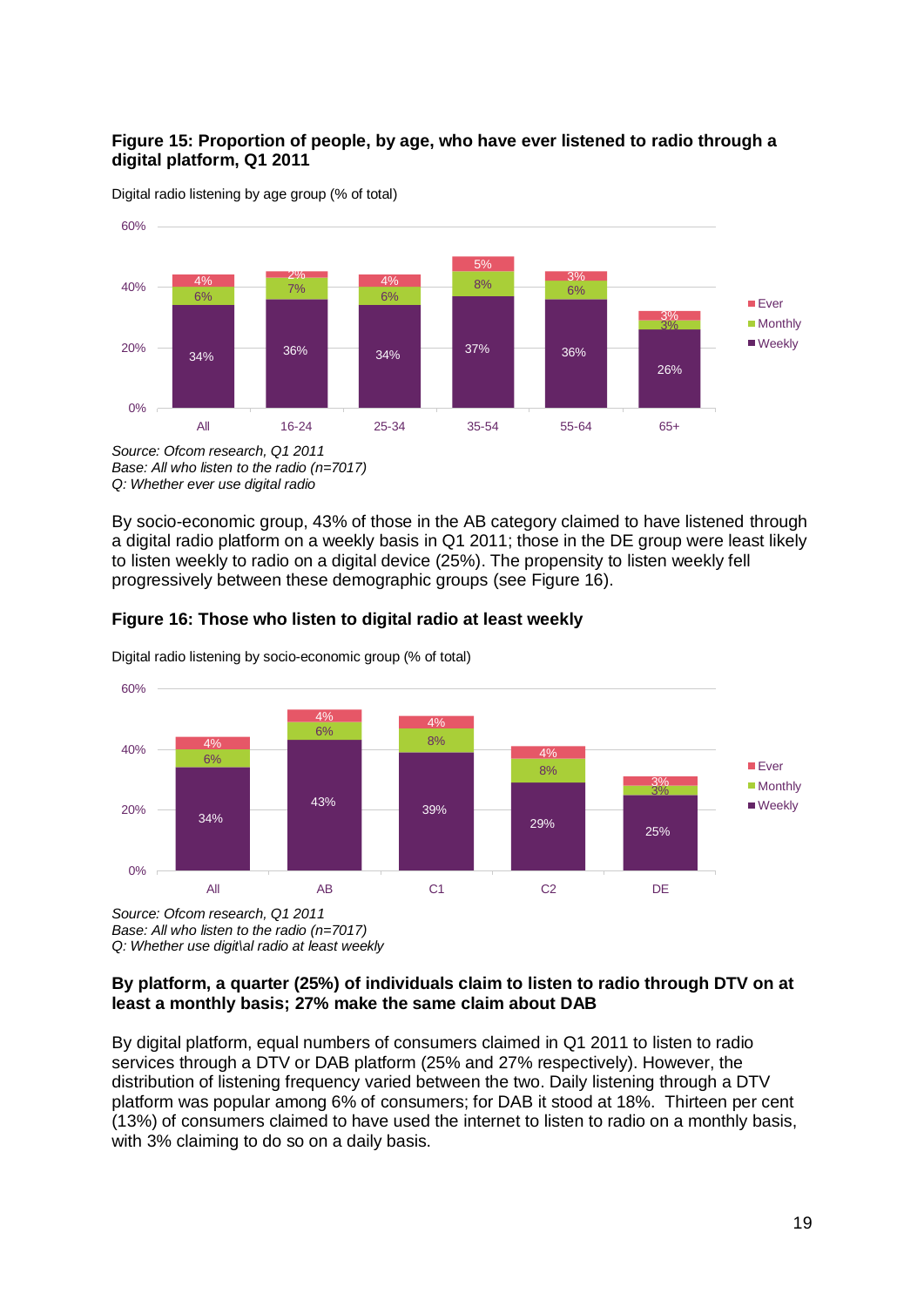**Figure 15: Proportion of people, by age, who have ever listened to radio through a digital platform, Q1 2011**

Digital radio listening by age group (% of total)

| | All | 16-24 | 25-34 | 35-54 | 55-64 | 65+ |
|---|---|---|---|---|---|---|
| Ever | 4% | 2% | 4% | 5% | 3% | 3% |
| Monthly | 6% | 7% | 6% | 8% | 6% | 3% |
| Weekly | 34% | 36% | 34% | 37% | 36% | 26% |

*Source: Ofcom research, Q1 2011*
*Base: All who listen to the radio (n=7017)*
*Q: Whether ever use digital radio*

By socio-economic group, 43% of those in the AB category claimed to have listened through a digital radio platform on a weekly basis in Q1 2011; those in the DE group were least likely to listen weekly to radio on a digital device (25%). The propensity to listen weekly fell progressively between these demographic groups (see Figure 16).

**Figure 16: Those who listen to digital radio at least weekly**

Digital radio listening by socio-economic group (% of total)

| | All | AB | C1 | C2 | DE |
|---|---|---|---|---|---|
| Ever | 4% | 4% | 4% | 4% | 3% |
| Monthly | 6% | 6% | 8% | 8% | 3% |
| Weekly | 34% | 43% | 39% | 29% | 25% |

*Source: Ofcom research, Q1 2011*
*Base: All who listen to the radio (n=7017)*
*Q: Whether use digit\al radio at least weekly*

**By platform, a quarter (25%) of individuals claim to listen to radio through DTV on at least a monthly basis; 27% make the same claim about DAB**

By digital platform, equal numbers of consumers claimed in Q1 2011 to listen to radio services through a DTV or DAB platform (25% and 27% respectively). However, the distribution of listening frequency varied between the two. Daily listening through a DTV platform was popular among 6% of consumers; for DAB it stood at 18%. Thirteen per cent (13%) of consumers claimed to have used the internet to listen to radio on a monthly basis, with 3% claiming to do so on a daily basis.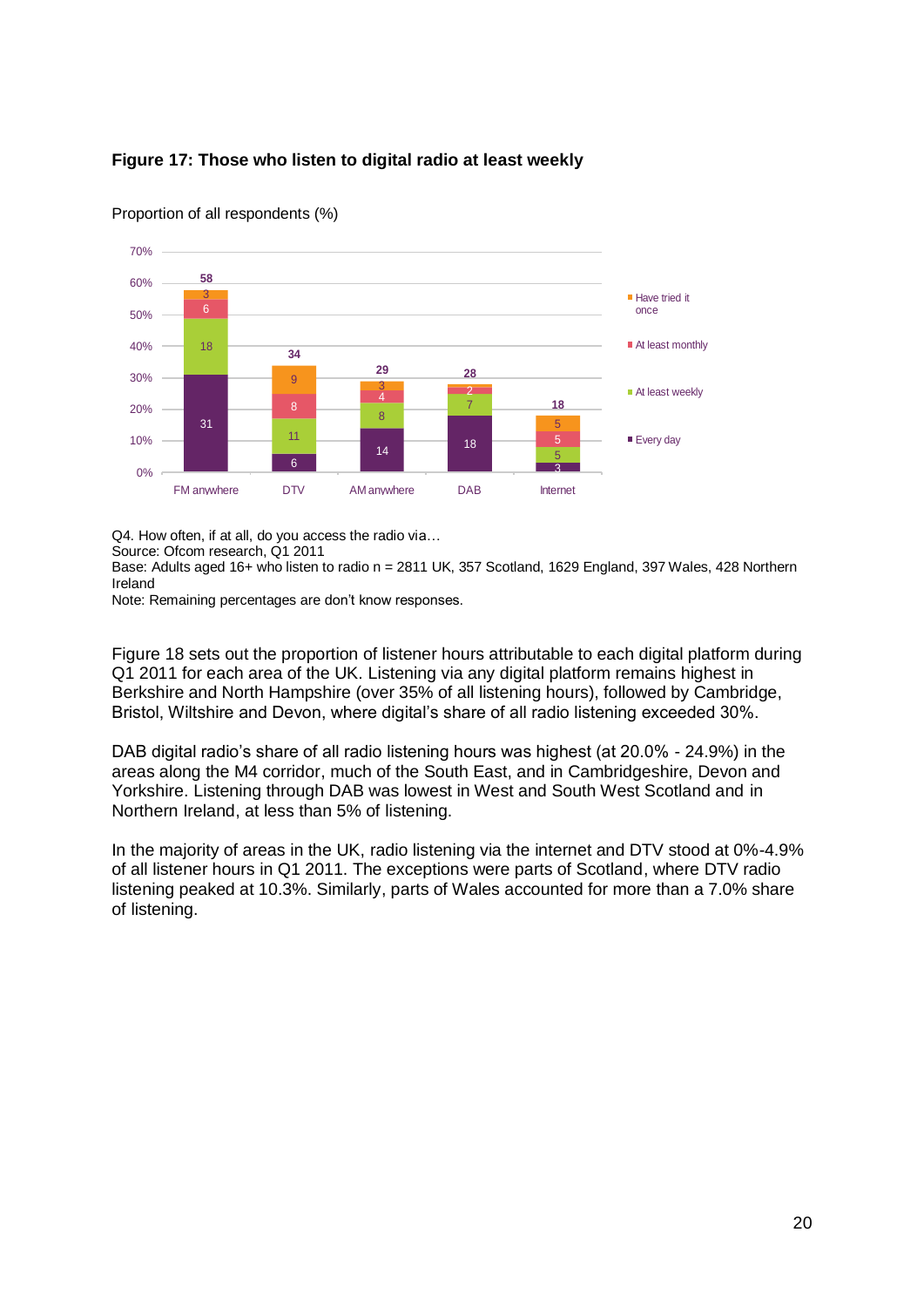**Figure 17: Those who listen to digital radio at least weekly**

Proportion of all respondents (%)

| | FM anywhere | DTV | AM anywhere | DAB | Internet |
|---|---|---|---|---|---|
| Have tried it once | 3 | 9 | 3 | 1 | 5 |
| At least monthly | 6 | 8 | 4 | 2 | 5 |
| At least weekly | 18 | 11 | 8 | 7 | 5 |
| Every day | 31 | 6 | 14 | 18 | 3 |
| Total | 58 | 34 | 29 | 28 | 18 |

Q4. How often, if at all, do you access the radio via…
Source: Ofcom research, Q1 2011
Base: Adults aged 16+ who listen to radio n = 2811 UK, 357 Scotland, 1629 England, 397 Wales, 428 Northern Ireland
Note: Remaining percentages are don't know responses.

Figure 18 sets out the proportion of listener hours attributable to each digital platform during Q1 2011 for each area of the UK. Listening via any digital platform remains highest in Berkshire and North Hampshire (over 35% of all listening hours), followed by Cambridge, Bristol, Wiltshire and Devon, where digital's share of all radio listening exceeded 30%.

DAB digital radio's share of all radio listening hours was highest (at 20.0% - 24.9%) in the areas along the M4 corridor, much of the South East, and in Cambridgeshire, Devon and Yorkshire. Listening through DAB was lowest in West and South West Scotland and in Northern Ireland, at less than 5% of listening.

In the majority of areas in the UK, radio listening via the internet and DTV stood at 0%-4.9% of all listener hours in Q1 2011. The exceptions were parts of Scotland, where DTV radio listening peaked at 10.3%. Similarly, parts of Wales accounted for more than a 7.0% share of listening.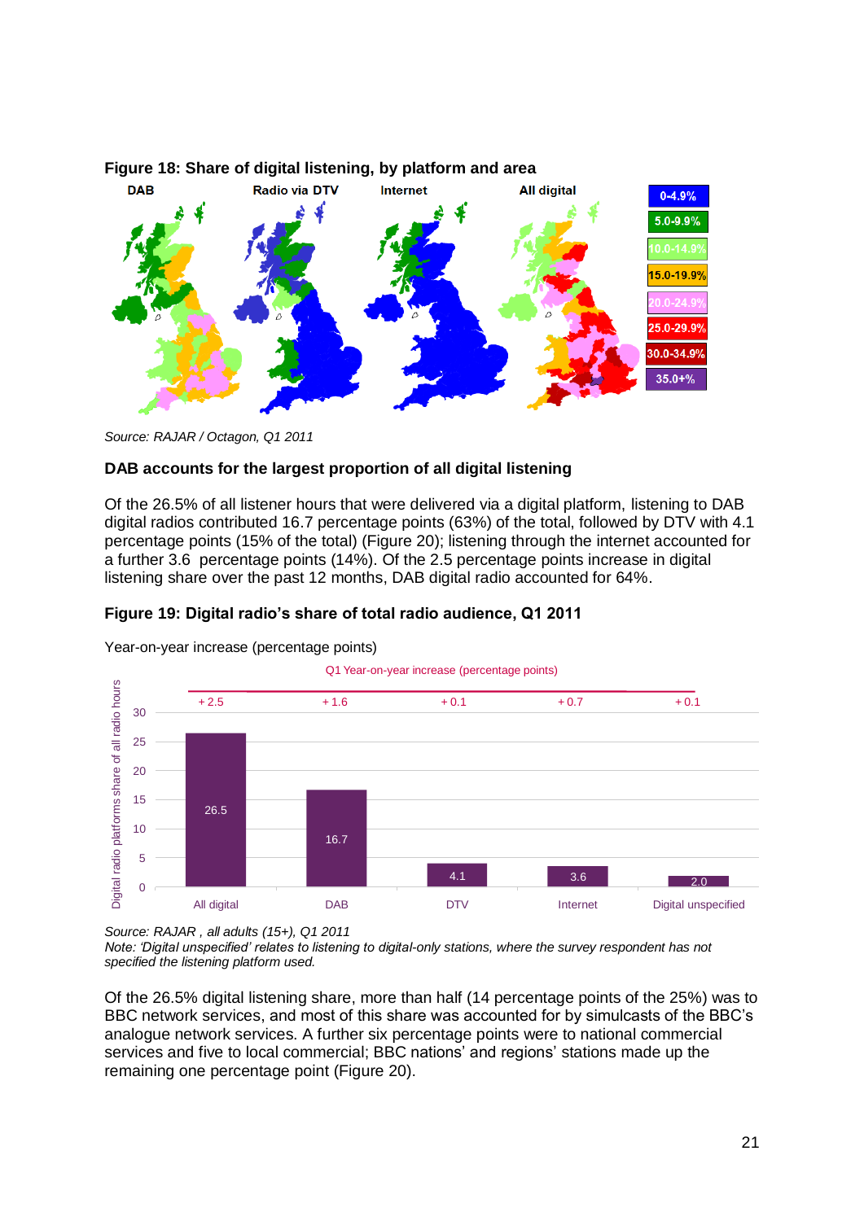**Figure 18: Share of digital listening, by platform and area**

Source: RAJAR / Octagon, Q1 2011

**DAB accounts for the largest proportion of all digital listening**

Of the 26.5% of all listener hours that were delivered via a digital platform, listening to DAB digital radios contributed 16.7 percentage points (63%) of the total, followed by DTV with 4.1 percentage points (15% of the total) (Figure 20); listening through the internet accounted for a further 3.6 percentage points (14%). Of the 2.5 percentage points increase in digital listening share over the past 12 months, DAB digital radio accounted for 64%.

**Figure 19: Digital radio's share of total radio audience, Q1 2011**

Year-on-year increase (percentage points)

| | All digital | DAB | DTV | Internet | Digital unspecified |
|---|---|---|---|---|---|
| Digital radio platforms share of all radio hours | 26.5 | 16.7 | 4.1 | 3.6 | 2.0 |
| Q1 Year-on-year increase (percentage points) | +2.5 | +1.6 | +0.1 | +0.7 | +0.1 |

*Source: RAJAR , all adults (15+), Q1 2011*
*Note: 'Digital unspecified' relates to listening to digital-only stations, where the survey respondent has not specified the listening platform used.*

Of the 26.5% digital listening share, more than half (14 percentage points of the 25%) was to BBC network services, and most of this share was accounted for by simulcasts of the BBC's analogue network services. A further six percentage points were to national commercial services and five to local commercial; BBC nations' and regions' stations made up the remaining one percentage point (Figure 20).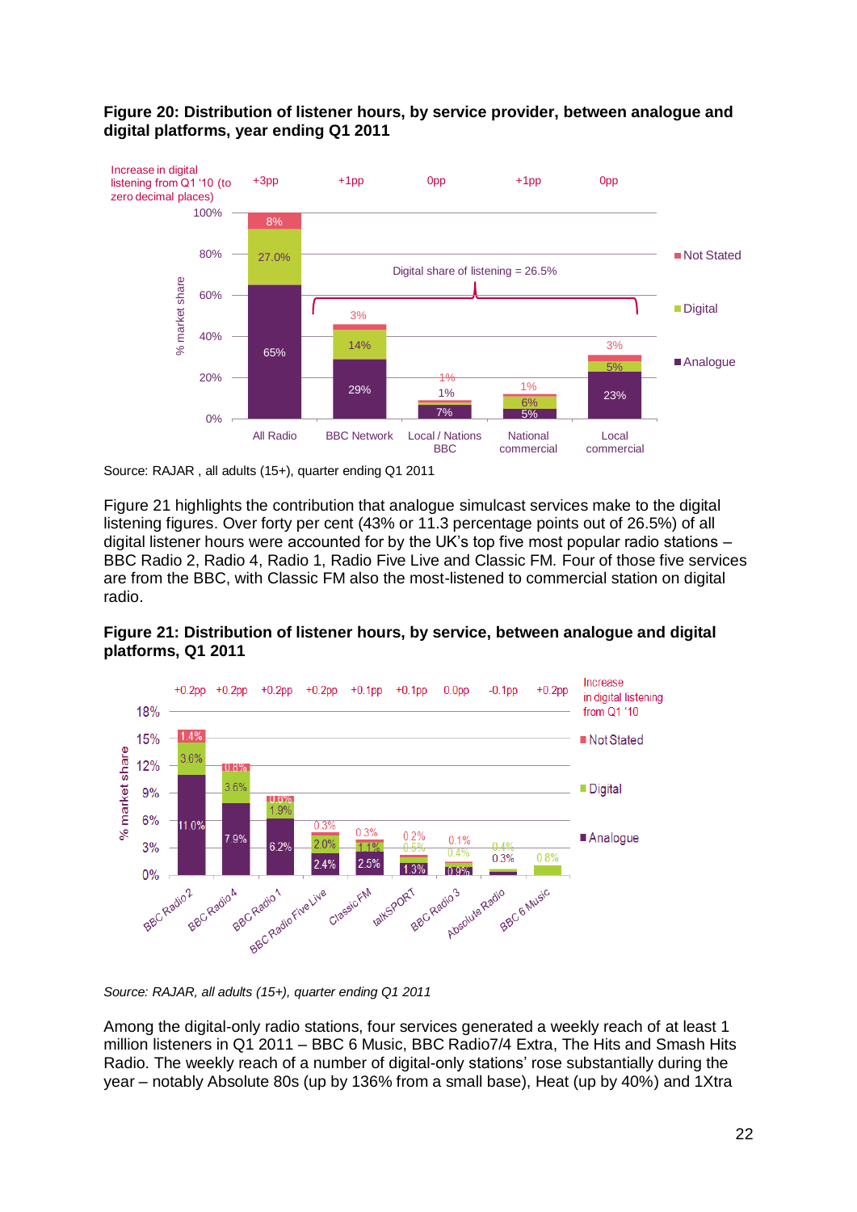**Figure 20: Distribution of listener hours, by service provider, between analogue and digital platforms, year ending Q1 2011**

| | All Radio | BBC Network | Local / Nations BBC | National commercial | Local commercial |
|---|---|---|---|---|---|
| Increase in digital listening from Q1 '10 (to zero decimal places) | +3pp | +1pp | 0pp | +1pp | 0pp |
| Not Stated | 8% | 3% | 1% | 1% | 3% |
| Digital | 27.0% | 14% | 1% | 6% | 5% |
| Analogue | 65% | 29% | 7% | 5% | 23% |

Digital share of listening = 26.5%

Source: RAJAR , all adults (15+), quarter ending Q1 2011

Figure 21 highlights the contribution that analogue simulcast services make to the digital listening figures. Over forty per cent (43% or 11.3 percentage points out of 26.5%) of all digital listener hours were accounted for by the UK's top five most popular radio stations – BBC Radio 2, Radio 4, Radio 1, Radio Five Live and Classic FM. Four of those five services are from the BBC, with Classic FM also the most-listened to commercial station on digital radio.

**Figure 21: Distribution of listener hours, by service, between analogue and digital platforms, Q1 2011**

| | BBC Radio 2 | BBC Radio 4 | BBC Radio 1 | BBC Radio Five Live | Classic FM | talkSPORT | BBC Radio 3 | Absolute Radio | BBC 6 Music |
|---|---|---|---|---|---|---|---|---|---|
| Increase in digital listening from Q1 '10 | +0.2pp | +0.2pp | +0.2pp | +0.2pp | +0.1pp | +0.1pp | 0.0pp | -0.1pp | +0.2pp |
| Not Stated | 1.4% | 0.8% | 0.6% | 0.3% | 0.3% | 0.2% | 0.1% | | |
| Digital | 3.6% | 3.6% | 1.9% | 2.0% | 1.1% | 0.5% | 0.4% | 0.4% | 0.8% |
| Analogue | 11.0% | 7.9% | 6.2% | 2.4% | 2.5% | 1.3% | 0.9% | 0.3% | |

*Source: RAJAR, all adults (15+), quarter ending Q1 2011*

Among the digital-only radio stations, four services generated a weekly reach of at least 1 million listeners in Q1 2011 – BBC 6 Music, BBC Radio7/4 Extra, The Hits and Smash Hits Radio. The weekly reach of a number of digital-only stations' rose substantially during the year – notably Absolute 80s (up by 136% from a small base), Heat (up by 40%) and 1Xtra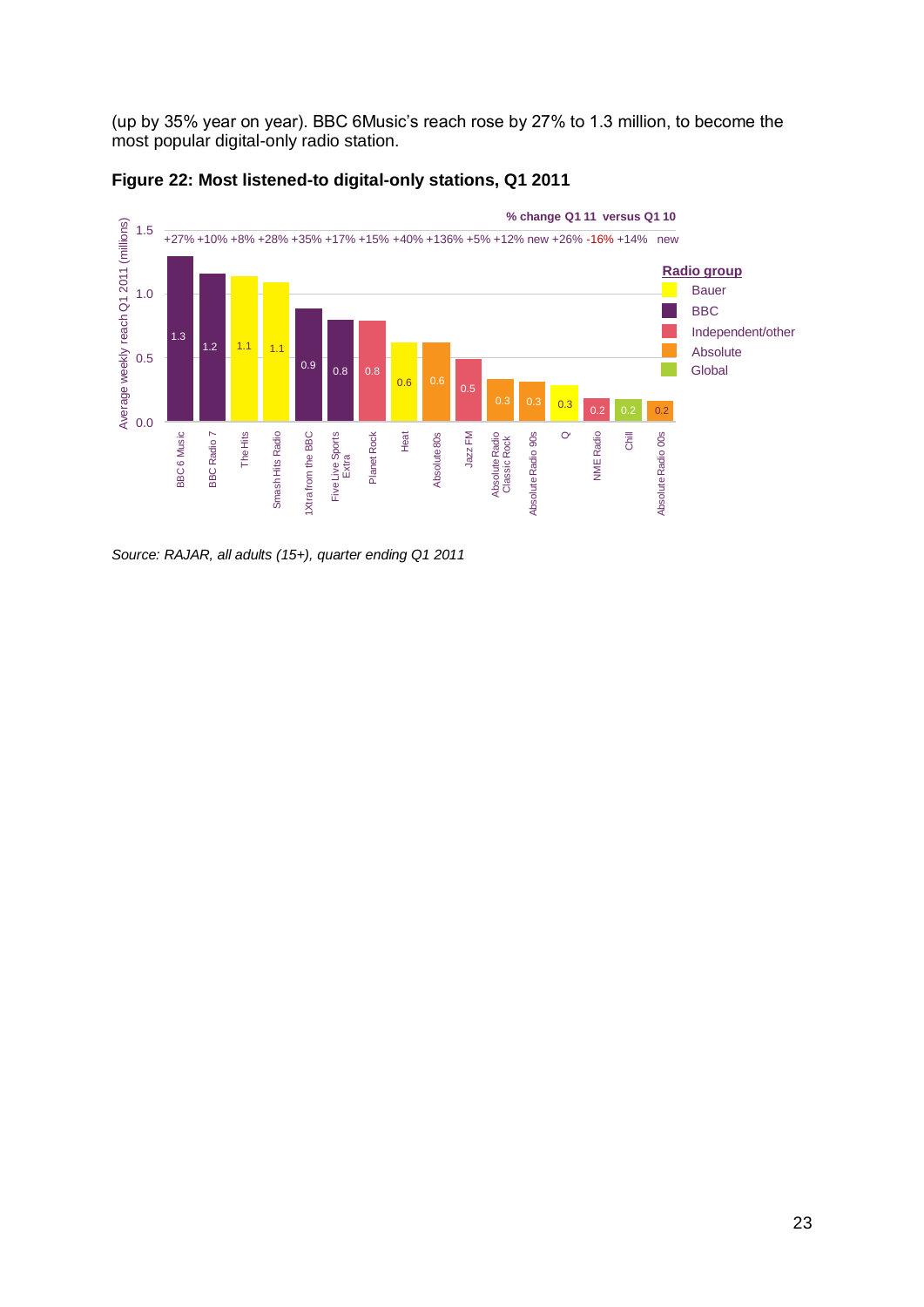(up by 35% year on year). BBC 6Music's reach rose by 27% to 1.3 million, to become the most popular digital-only radio station.

**Figure 22: Most listened-to digital-only stations, Q1 2011**

| Station | Radio group | Average weekly reach Q1 2011 (millions) | % change Q1 11 versus Q1 10 |
|---|---|---|---|
| BBC 6 Music | BBC | 1.3 | +27% |
| BBC Radio 7 | BBC | 1.2 | +10% |
| The Hits | Bauer | 1.1 | +8% |
| Smash Hits Radio | Bauer | 1.1 | +28% |
| 1Xtra from the BBC | BBC | 0.9 | +35% |
| Five Live Sports Extra | BBC | 0.8 | +17% |
| Planet Rock | Independent/other | 0.8 | +15% |
| Heat | Bauer | 0.6 | +40% |
| Absolute 80s | Absolute | 0.6 | +136% |
| Jazz FM | Independent/other | 0.5 | +5% |
| Absolute Radio Classic Rock | Absolute | 0.3 | +12% |
| Absolute Radio 90s | Absolute | 0.3 | new |
| Q | Bauer | 0.3 | +26% |
| NME Radio | Independent/other | 0.2 | -16% |
| Chill | Global | 0.2 | +14% |
| Absolute Radio 00s | Absolute | 0.2 | new |

*Source: RAJAR, all adults (15+), quarter ending Q1 2011*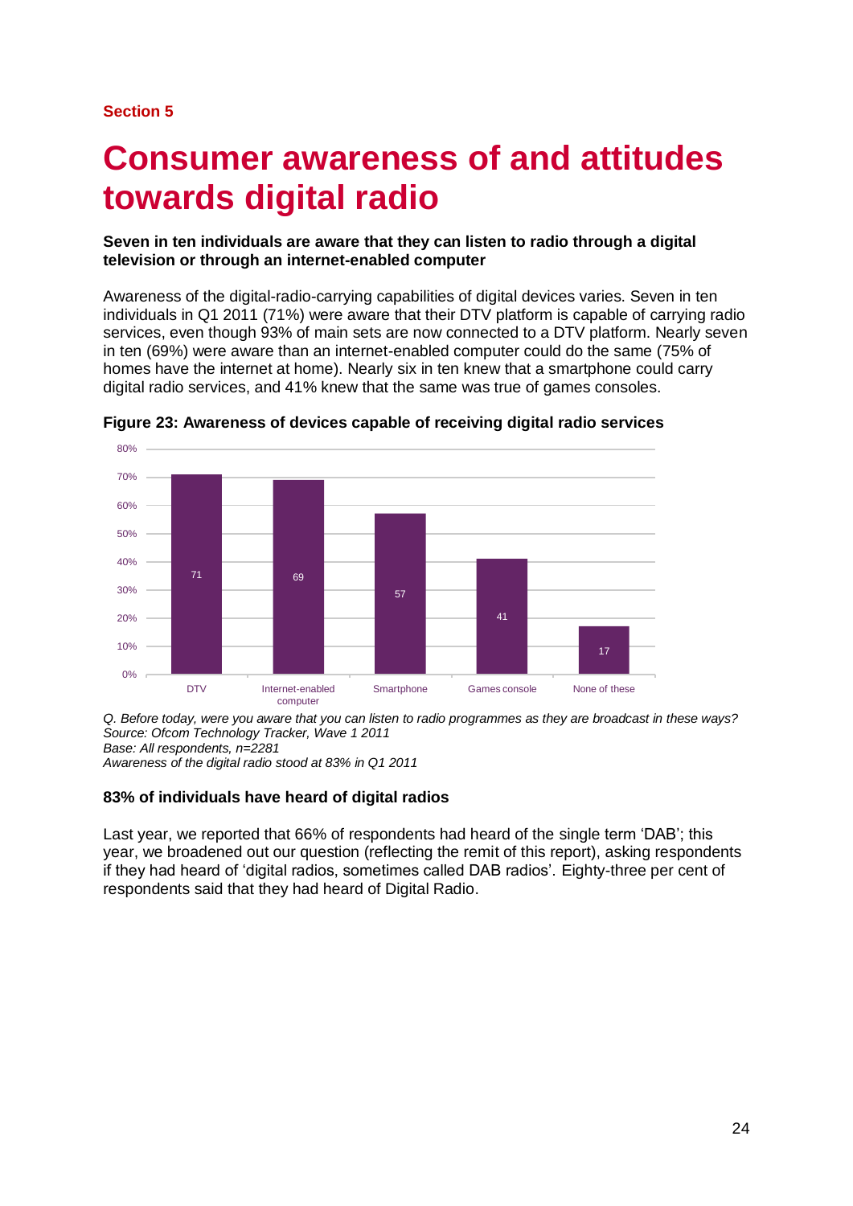**Section 5**

# Consumer awareness of and attitudes towards digital radio

**Seven in ten individuals are aware that they can listen to radio through a digital television or through an internet-enabled computer**

Awareness of the digital-radio-carrying capabilities of digital devices varies. Seven in ten individuals in Q1 2011 (71%) were aware that their DTV platform is capable of carrying radio services, even though 93% of main sets are now connected to a DTV platform. Nearly seven in ten (69%) were aware than an internet-enabled computer could do the same (75% of homes have the internet at home). Nearly six in ten knew that a smartphone could carry digital radio services, and 41% knew that the same was true of games consoles.

**Figure 23: Awareness of devices capable of receiving digital radio services**

| Device | % |
| --- | --- |
| DTV | 71 |
| Internet-enabled computer | 69 |
| Smartphone | 57 |
| Games console | 41 |
| None of these | 17 |

*Q. Before today, were you aware that you can listen to radio programmes as they are broadcast in these ways?*
*Source: Ofcom Technology Tracker, Wave 1 2011*
*Base: All respondents, n=2281*
*Awareness of the digital radio stood at 83% in Q1 2011*

**83% of individuals have heard of digital radios**

Last year, we reported that 66% of respondents had heard of the single term 'DAB'; this year, we broadened out our question (reflecting the remit of this report), asking respondents if they had heard of 'digital radios, sometimes called DAB radios'. Eighty-three per cent of respondents said that they had heard of Digital Radio.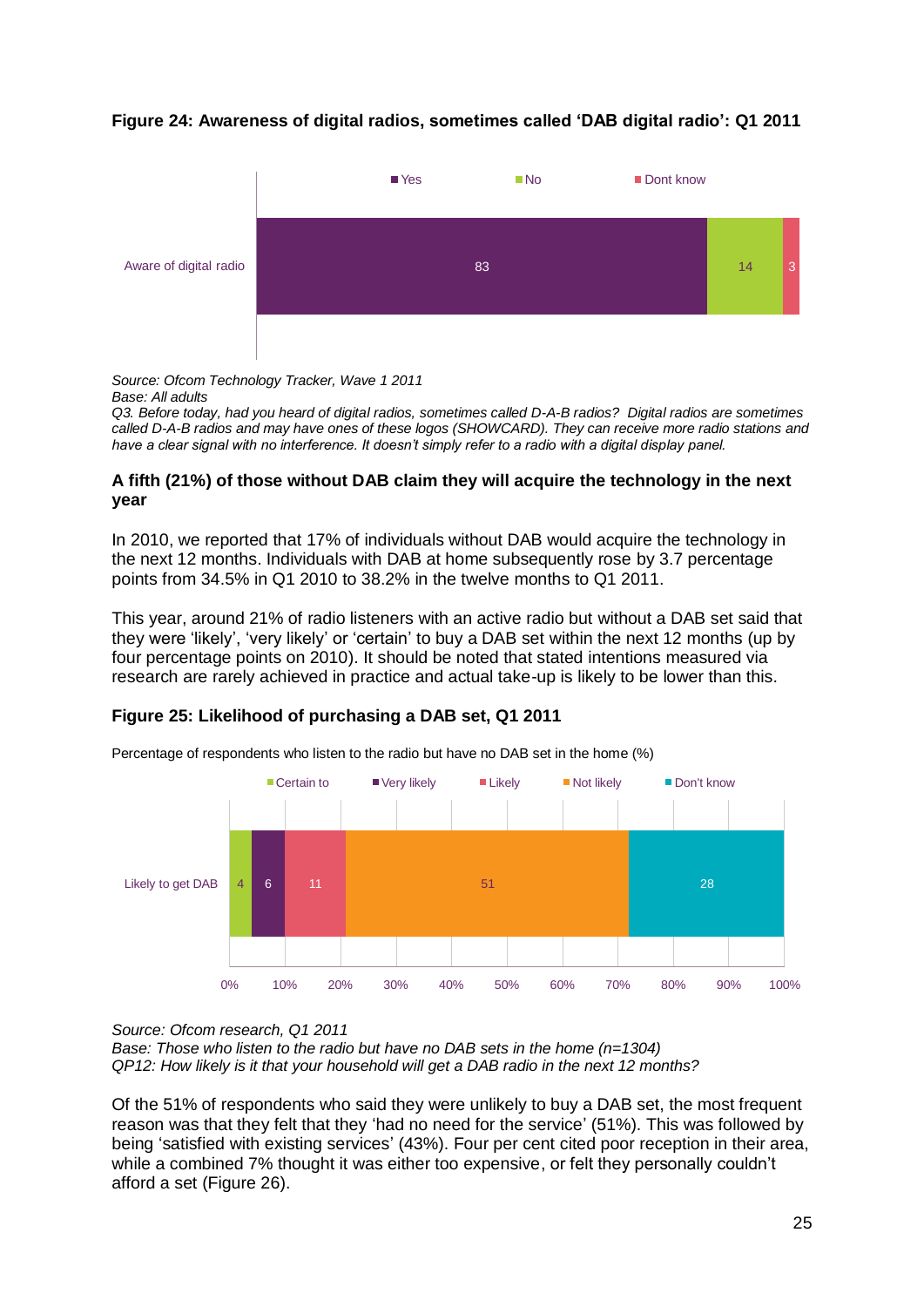**Figure 24: Awareness of digital radios, sometimes called 'DAB digital radio': Q1 2011**

| | Yes | No | Dont know |
|---|---|---|---|
| Aware of digital radio | 83 | 14 | 3 |

*Source: Ofcom Technology Tracker, Wave 1 2011*
*Base: All adults*
*Q3. Before today, had you heard of digital radios, sometimes called D-A-B radios? Digital radios are sometimes called D-A-B radios and may have ones of these logos (SHOWCARD). They can receive more radio stations and have a clear signal with no interference. It doesn't simply refer to a radio with a digital display panel.*

**A fifth (21%) of those without DAB claim they will acquire the technology in the next year**

In 2010, we reported that 17% of individuals without DAB would acquire the technology in the next 12 months. Individuals with DAB at home subsequently rose by 3.7 percentage points from 34.5% in Q1 2010 to 38.2% in the twelve months to Q1 2011.

This year, around 21% of radio listeners with an active radio but without a DAB set said that they were 'likely', 'very likely' or 'certain' to buy a DAB set within the next 12 months (up by four percentage points on 2010). It should be noted that stated intentions measured via research are rarely achieved in practice and actual take-up is likely to be lower than this.

**Figure 25: Likelihood of purchasing a DAB set, Q1 2011**

Percentage of respondents who listen to the radio but have no DAB set in the home (%)

| | Certain to | Very likely | Likely | Not likely | Don't know |
|---|---|---|---|---|---|
| Likely to get DAB | 4 | 6 | 11 | 51 | 28 |

*Source: Ofcom research, Q1 2011*
*Base: Those who listen to the radio but have no DAB sets in the home (n=1304)*
*QP12: How likely is it that your household will get a DAB radio in the next 12 months?*

Of the 51% of respondents who said they were unlikely to buy a DAB set, the most frequent reason was that they felt that they 'had no need for the service' (51%). This was followed by being 'satisfied with existing services' (43%). Four per cent cited poor reception in their area, while a combined 7% thought it was either too expensive, or felt they personally couldn't afford a set (Figure 26).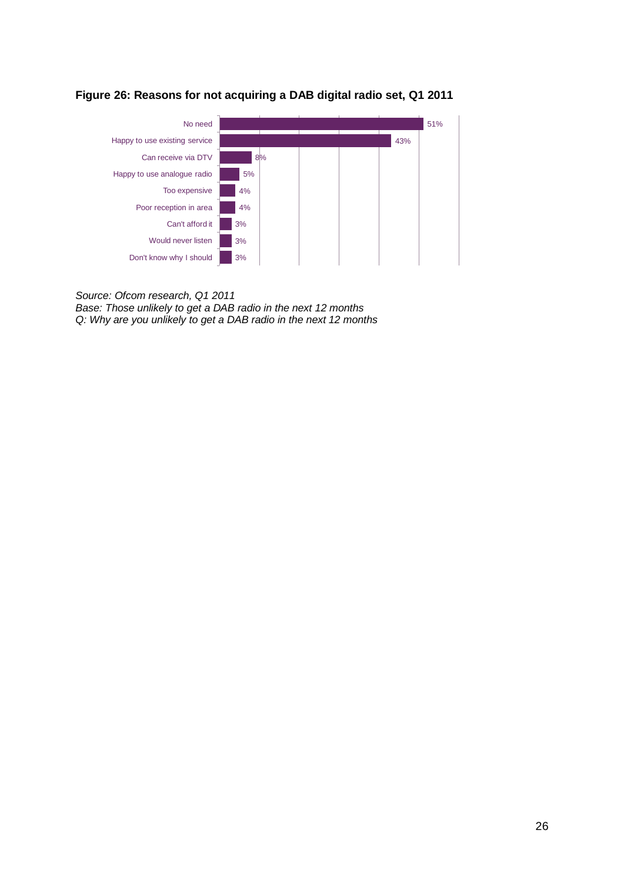**Figure 26: Reasons for not acquiring a DAB digital radio set, Q1 2011**

No need 51%
Happy to use existing service 43%
Can receive via DTV 8%
Happy to use analogue radio 5%
Too expensive 4%
Poor reception in area 4%
Can't afford it 3%
Would never listen 3%
Don't know why I should 3%

*Source: Ofcom research, Q1 2011*
*Base: Those unlikely to get a DAB radio in the next 12 months*
*Q: Why are you unlikely to get a DAB radio in the next 12 months*